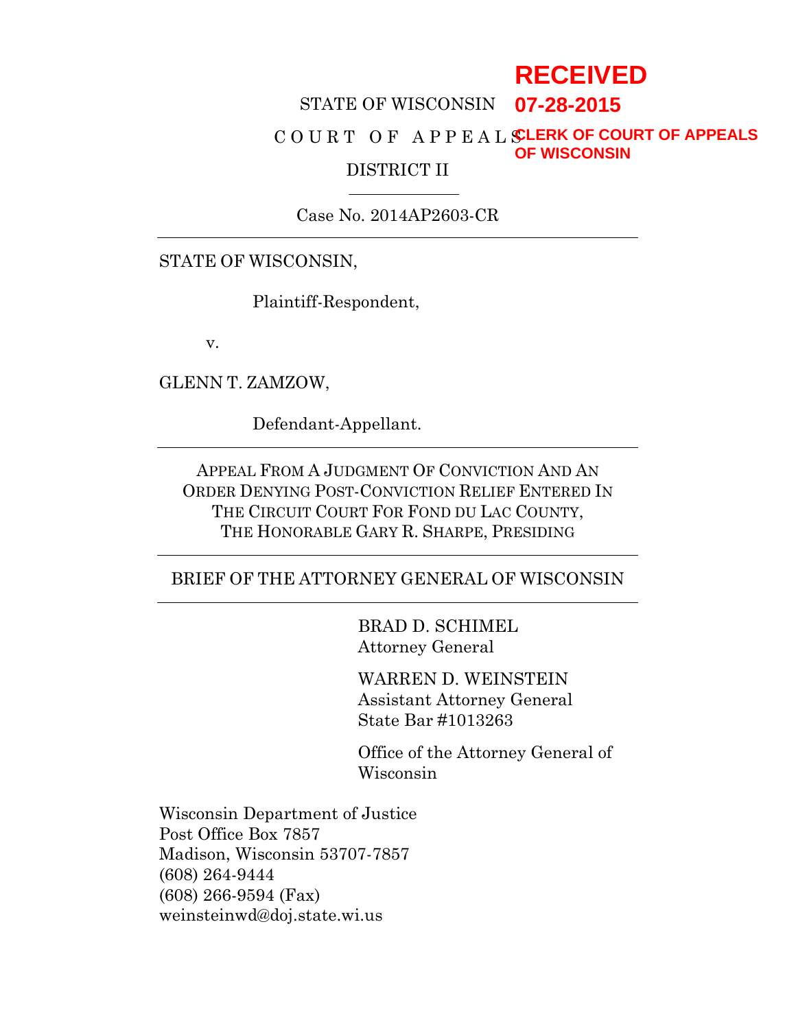RECEIVED
07-28-2015
CLERK OF COURT OF APPEALS
OF WISCONSIN

STATE OF WISCONSIN

C O U R T  O F  A P P E A L S

DISTRICT II

---

Case No. 2014AP2603-CR

---

STATE OF WISCONSIN,

Plaintiff-Respondent,

v.

GLENN T. ZAMZOW,

Defendant-Appellant.

---

APPEAL FROM A JUDGMENT OF CONVICTION AND AN ORDER DENYING POST-CONVICTION RELIEF ENTERED IN THE CIRCUIT COURT FOR FOND DU LAC COUNTY, THE HONORABLE GARY R. SHARPE, PRESIDING

---

BRIEF OF THE ATTORNEY GENERAL OF WISCONSIN

---

BRAD D. SCHIMEL
Attorney General

WARREN D. WEINSTEIN
Assistant Attorney General
State Bar #1013263

Office of the Attorney General of Wisconsin

Wisconsin Department of Justice
Post Office Box 7857
Madison, Wisconsin 53707-7857
(608) 264-9444
(608) 266-9594 (Fax)
weinsteinwd@doj.state.wi.us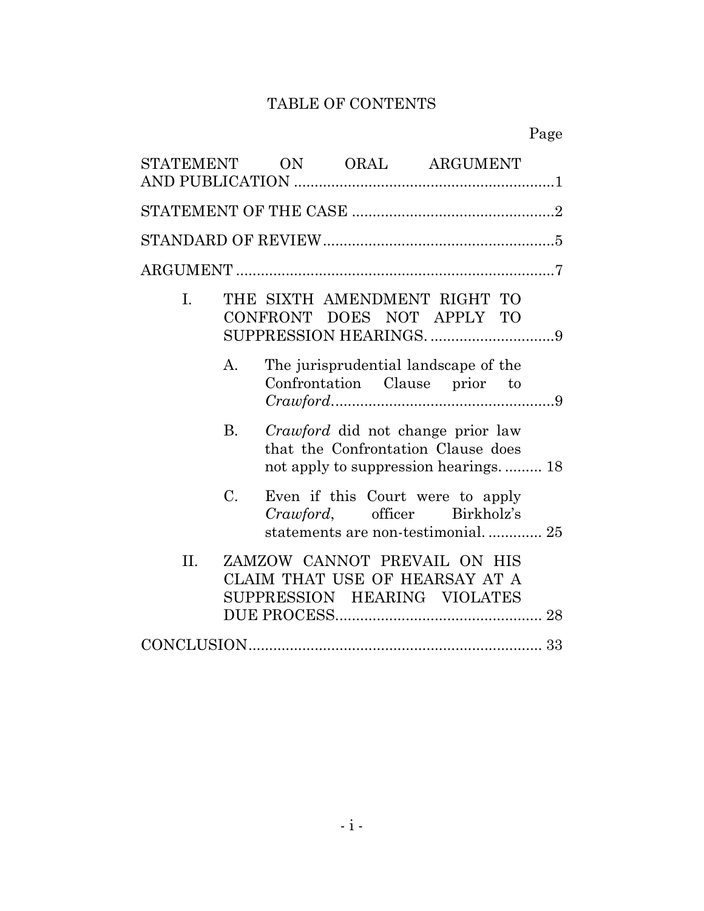# TABLE OF CONTENTS

| | Page |
|---|---|
| STATEMENT ON ORAL ARGUMENT AND PUBLICATION | 1 |
| STATEMENT OF THE CASE | 2 |
| STANDARD OF REVIEW | 5 |
| ARGUMENT | 7 |
| I. THE SIXTH AMENDMENT RIGHT TO CONFRONT DOES NOT APPLY TO SUPPRESSION HEARINGS. | 9 |
| A. The jurisprudential landscape of the Confrontation Clause prior to *Crawford*. | 9 |
| B. *Crawford* did not change prior law that the Confrontation Clause does not apply to suppression hearings. | 18 |
| C. Even if this Court were to apply *Crawford*, officer Birkholz's statements are non-testimonial. | 25 |
| II. ZAMZOW CANNOT PREVAIL ON HIS CLAIM THAT USE OF HEARSAY AT A SUPPRESSION HEARING VIOLATES DUE PROCESS. | 28 |
| CONCLUSION | 33 |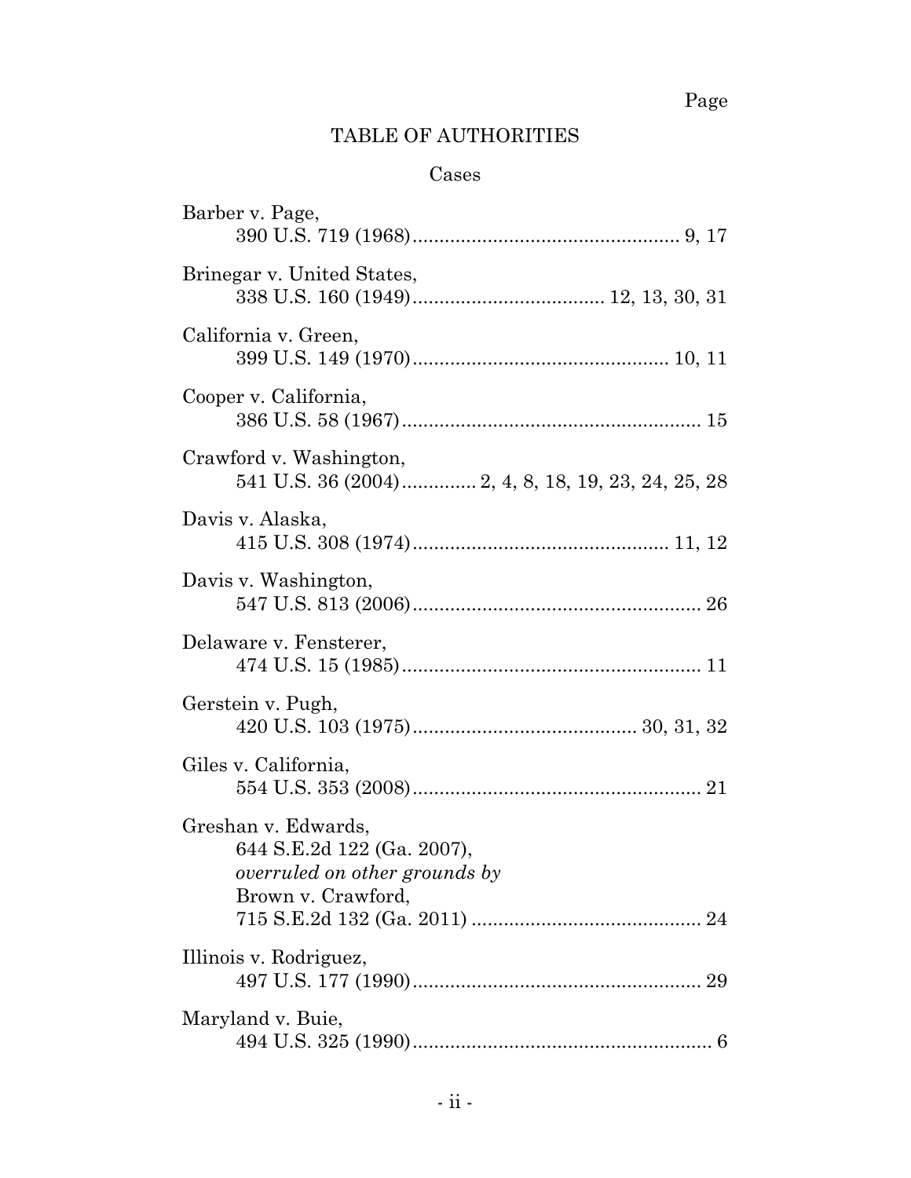Page

# TABLE OF AUTHORITIES

## Cases

Barber v. Page,
390 U.S. 719 (1968) .................................................. 9, 17

Brinegar v. United States,
338 U.S. 160 (1949) .................................... 12, 13, 30, 31

California v. Green,
399 U.S. 149 (1970) ................................................ 10, 11

Cooper v. California,
386 U.S. 58 (1967) ........................................................ 15

Crawford v. Washington,
541 U.S. 36 (2004) ............. 2, 4, 8, 18, 19, 23, 24, 25, 28

Davis v. Alaska,
415 U.S. 308 (1974) ................................................ 11, 12

Davis v. Washington,
547 U.S. 813 (2006) ...................................................... 26

Delaware v. Fensterer,
474 U.S. 15 (1985) ........................................................ 11

Gerstein v. Pugh,
420 U.S. 103 (1975) .......................................... 30, 31, 32

Giles v. California,
554 U.S. 353 (2008) ...................................................... 21

Greshan v. Edwards,
644 S.E.2d 122 (Ga. 2007),
*overruled on other grounds by*
Brown v. Crawford,
715 S.E.2d 132 (Ga. 2011) ........................................... 24

Illinois v. Rodriguez,
497 U.S. 177 (1990) ...................................................... 29

Maryland v. Buie,
494 U.S. 325 (1990) ........................................................ 6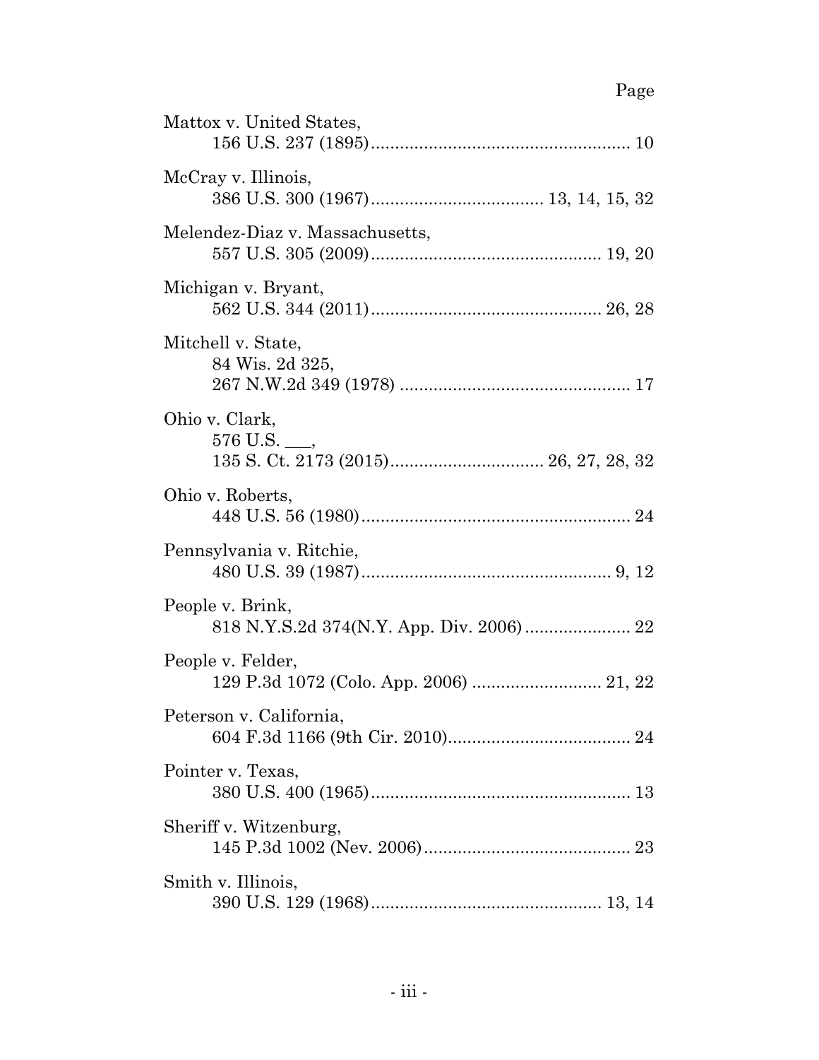Page

Mattox v. United States,
156 U.S. 237 (1895)..................................................... 10

McCray v. Illinois,
386 U.S. 300 (1967)................................... 13, 14, 15, 32

Melendez-Diaz v. Massachusetts,
557 U.S. 305 (2009)............................................... 19, 20

Michigan v. Bryant,
562 U.S. 344 (2011)............................................... 26, 28

Mitchell v. State,
84 Wis. 2d 325,
267 N.W.2d 349 (1978) ................................................ 17

Ohio v. Clark,
576 U.S. ___,
135 S. Ct. 2173 (2015)............................... 26, 27, 28, 32

Ohio v. Roberts,
448 U.S. 56 (1980)....................................................... 24

Pennsylvania v. Ritchie,
480 U.S. 39 (1987).................................................... 9, 12

People v. Brink,
818 N.Y.S.2d 374(N.Y. App. Div. 2006) ..................... 22

People v. Felder,
129 P.3d 1072 (Colo. App. 2006) .......................... 21, 22

Peterson v. California,
604 F.3d 1166 (9th Cir. 2010)...................................... 24

Pointer v. Texas,
380 U.S. 400 (1965)...................................................... 13

Sheriff v. Witzenburg,
145 P.3d 1002 (Nev. 2006)........................................... 23

Smith v. Illinois,
390 U.S. 129 (1968)............................................... 13, 14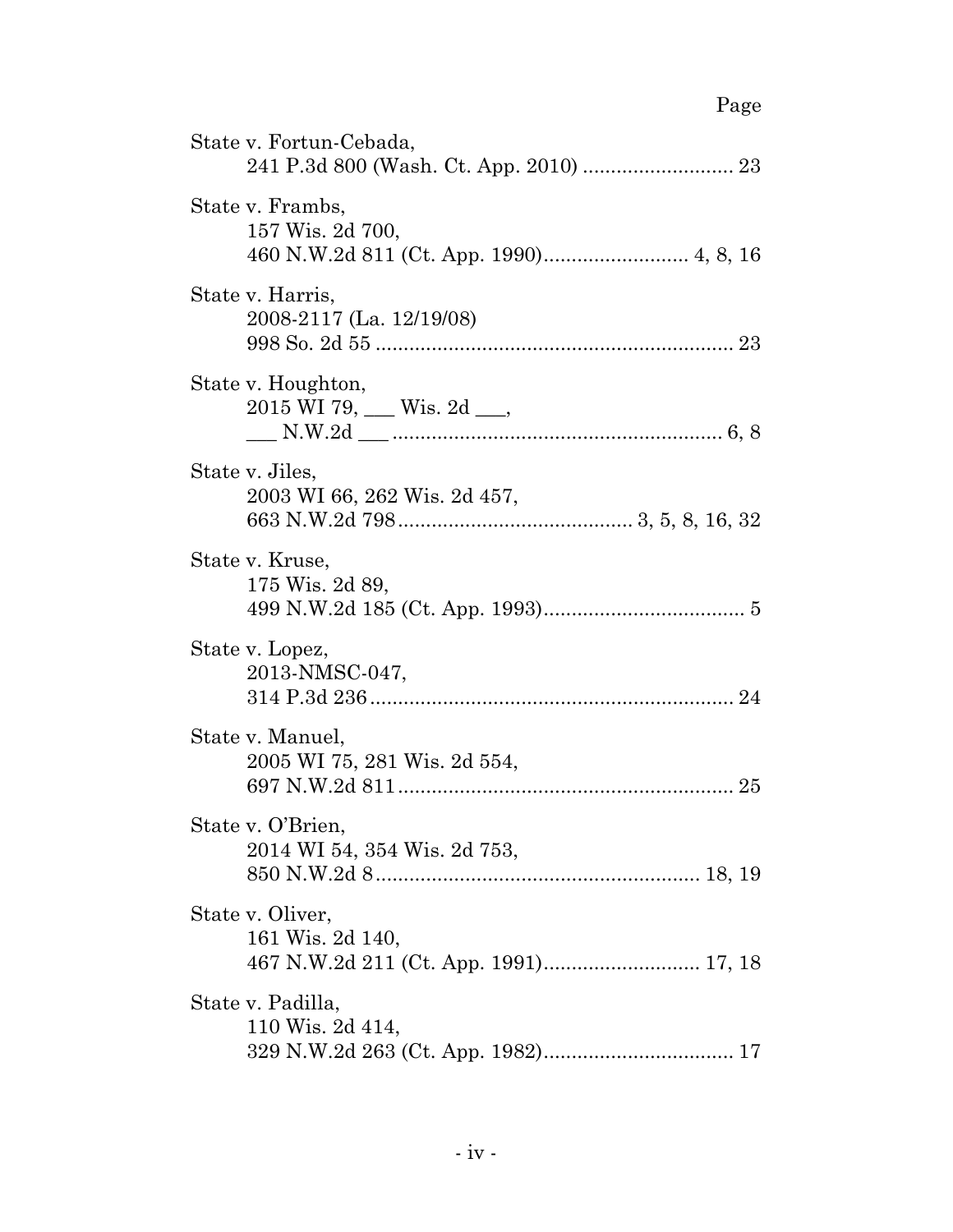Page

State v. Fortun-Cebada,
241 P.3d 800 (Wash. Ct. App. 2010) ........................... 23

State v. Frambs,
157 Wis. 2d 700,
460 N.W.2d 811 (Ct. App. 1990).......................... 4, 8, 16

State v. Harris,
2008-2117 (La. 12/19/08)
998 So. 2d 55 ................................................................ 23

State v. Houghton,
2015 WI 79, ___ Wis. 2d ___,
___ N.W.2d ___ ........................................................... 6, 8

State v. Jiles,
2003 WI 66, 262 Wis. 2d 457,
663 N.W.2d 798.......................................... 3, 5, 8, 16, 32

State v. Kruse,
175 Wis. 2d 89,
499 N.W.2d 185 (Ct. App. 1993).................................... 5

State v. Lopez,
2013-NMSC-047,
314 P.3d 236................................................................. 24

State v. Manuel,
2005 WI 75, 281 Wis. 2d 554,
697 N.W.2d 811............................................................ 25

State v. O'Brien,
2014 WI 54, 354 Wis. 2d 753,
850 N.W.2d 8.......................................................... 18, 19

State v. Oliver,
161 Wis. 2d 140,
467 N.W.2d 211 (Ct. App. 1991)............................ 17, 18

State v. Padilla,
110 Wis. 2d 414,
329 N.W.2d 263 (Ct. App. 1982).................................. 17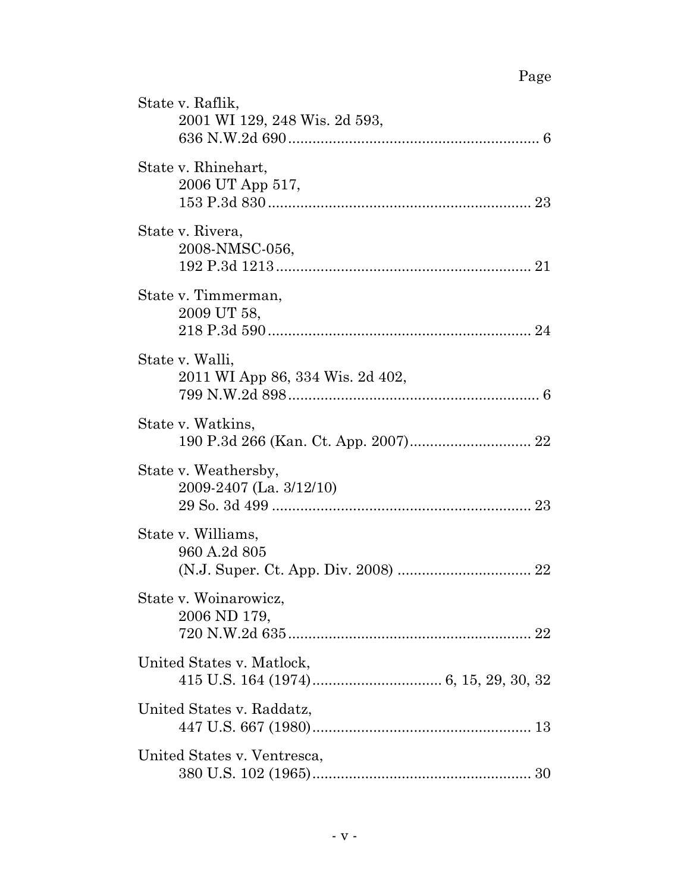| | Page |
|---|---|
| State v. Raflik, 2001 WI 129, 248 Wis. 2d 593, 636 N.W.2d 690 | 6 |
| State v. Rhinehart, 2006 UT App 517, 153 P.3d 830 | 23 |
| State v. Rivera, 2008-NMSC-056, 192 P.3d 1213 | 21 |
| State v. Timmerman, 2009 UT 58, 218 P.3d 590 | 24 |
| State v. Walli, 2011 WI App 86, 334 Wis. 2d 402, 799 N.W.2d 898 | 6 |
| State v. Watkins, 190 P.3d 266 (Kan. Ct. App. 2007) | 22 |
| State v. Weathersby, 2009-2407 (La. 3/12/10) 29 So. 3d 499 | 23 |
| State v. Williams, 960 A.2d 805 (N.J. Super. Ct. App. Div. 2008) | 22 |
| State v. Woinarowicz, 2006 ND 179, 720 N.W.2d 635 | 22 |
| United States v. Matlock, 415 U.S. 164 (1974) | 6, 15, 29, 30, 32 |
| United States v. Raddatz, 447 U.S. 667 (1980) | 13 |
| United States v. Ventresca, 380 U.S. 102 (1965) | 30 |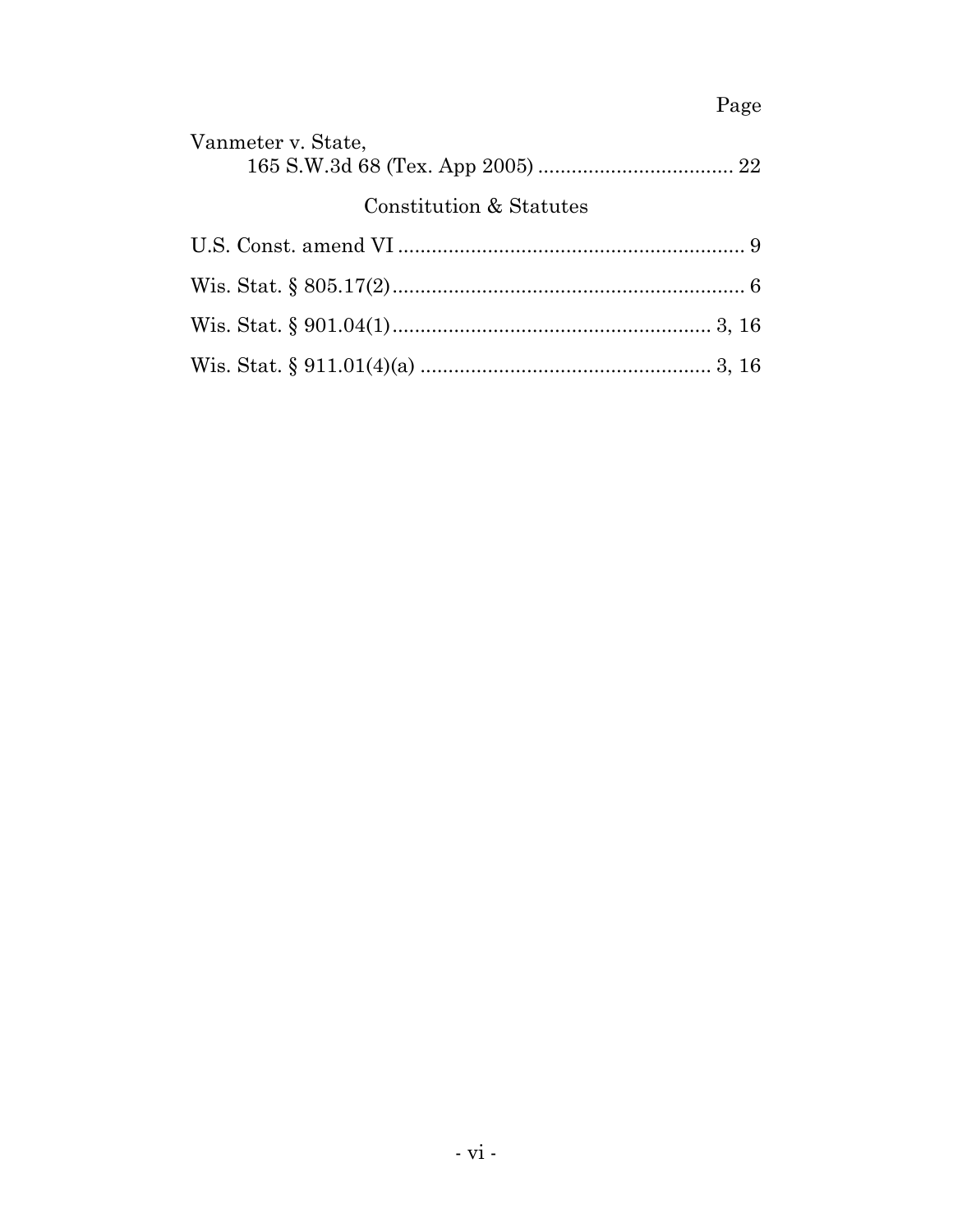Page

Vanmeter v. State,
165 S.W.3d 68 (Tex. App 2005) .................................... 22

Constitution & Statutes

U.S. Const. amend VI ............................................................... 9

Wis. Stat. § 805.17(2)................................................................ 6

Wis. Stat. § 901.04(1).......................................................... 3, 16

Wis. Stat. § 911.01(4)(a) ..................................................... 3, 16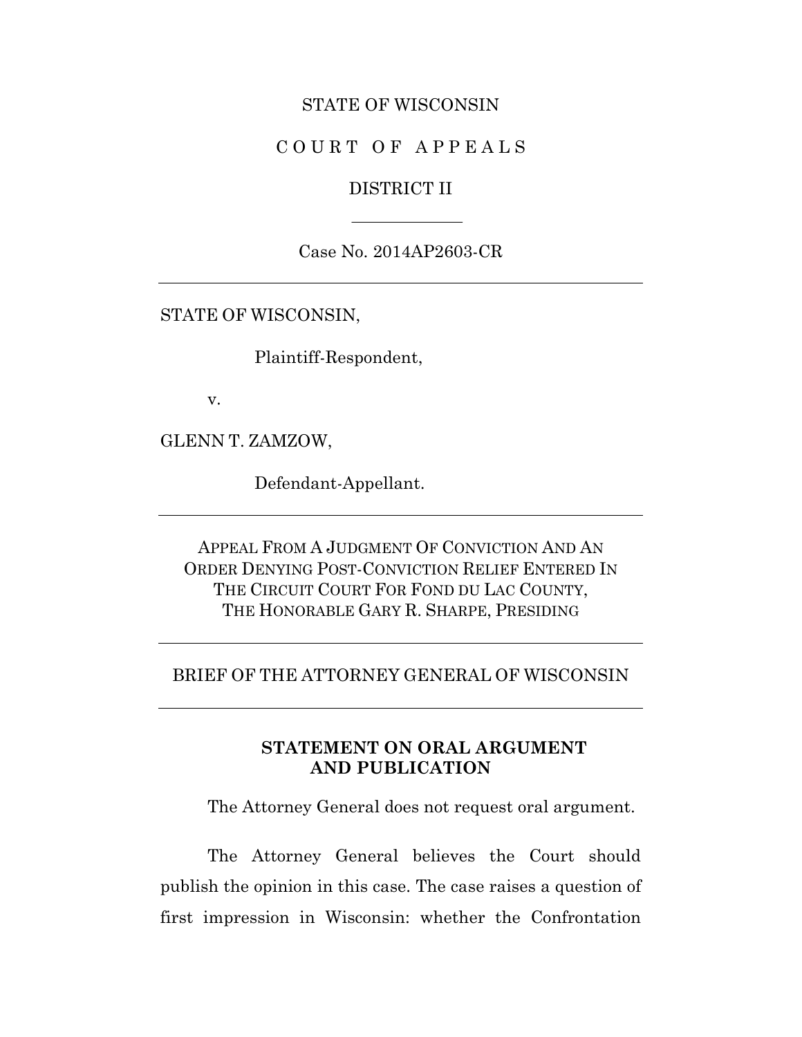STATE OF WISCONSIN

C O U R T   O F   A P P E A L S

DISTRICT II

---

Case No. 2014AP2603-CR

---

STATE OF WISCONSIN,

Plaintiff-Respondent,

v.

GLENN T. ZAMZOW,

Defendant-Appellant.

---

APPEAL FROM A JUDGMENT OF CONVICTION AND AN ORDER DENYING POST-CONVICTION RELIEF ENTERED IN THE CIRCUIT COURT FOR FOND DU LAC COUNTY, THE HONORABLE GARY R. SHARPE, PRESIDING

---

BRIEF OF THE ATTORNEY GENERAL OF WISCONSIN

---

## STATEMENT ON ORAL ARGUMENT AND PUBLICATION

The Attorney General does not request oral argument.

The Attorney General believes the Court should publish the opinion in this case. The case raises a question of first impression in Wisconsin: whether the Confrontation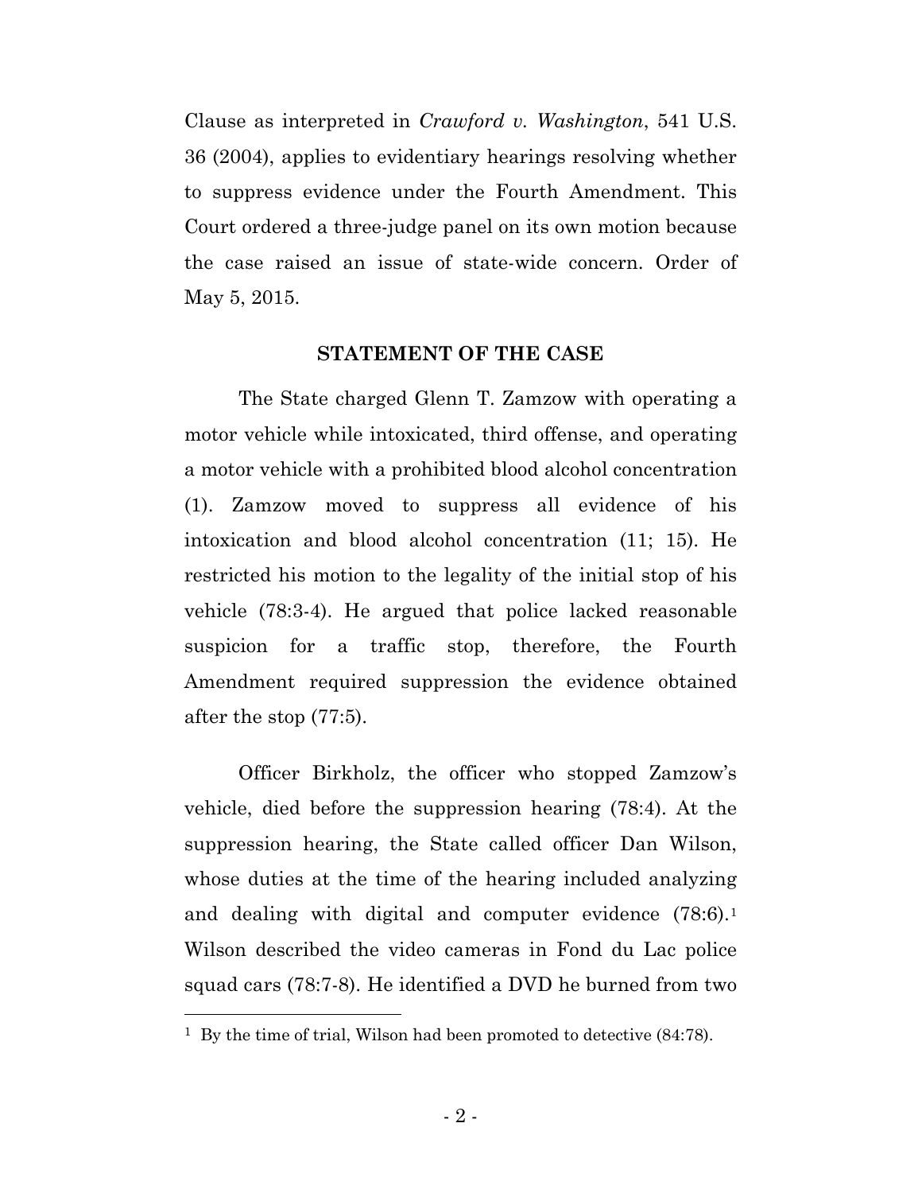Clause as interpreted in *Crawford v. Washington*, 541 U.S. 36 (2004), applies to evidentiary hearings resolving whether to suppress evidence under the Fourth Amendment. This Court ordered a three-judge panel on its own motion because the case raised an issue of state-wide concern. Order of May 5, 2015.

## STATEMENT OF THE CASE

The State charged Glenn T. Zamzow with operating a motor vehicle while intoxicated, third offense, and operating a motor vehicle with a prohibited blood alcohol concentration (1). Zamzow moved to suppress all evidence of his intoxication and blood alcohol concentration (11; 15). He restricted his motion to the legality of the initial stop of his vehicle (78:3-4). He argued that police lacked reasonable suspicion for a traffic stop, therefore, the Fourth Amendment required suppression the evidence obtained after the stop (77:5).

Officer Birkholz, the officer who stopped Zamzow's vehicle, died before the suppression hearing (78:4). At the suppression hearing, the State called officer Dan Wilson, whose duties at the time of the hearing included analyzing and dealing with digital and computer evidence (78:6).[1] Wilson described the video cameras in Fond du Lac police squad cars (78:7-8). He identified a DVD he burned from two

[1] By the time of trial, Wilson had been promoted to detective (84:78).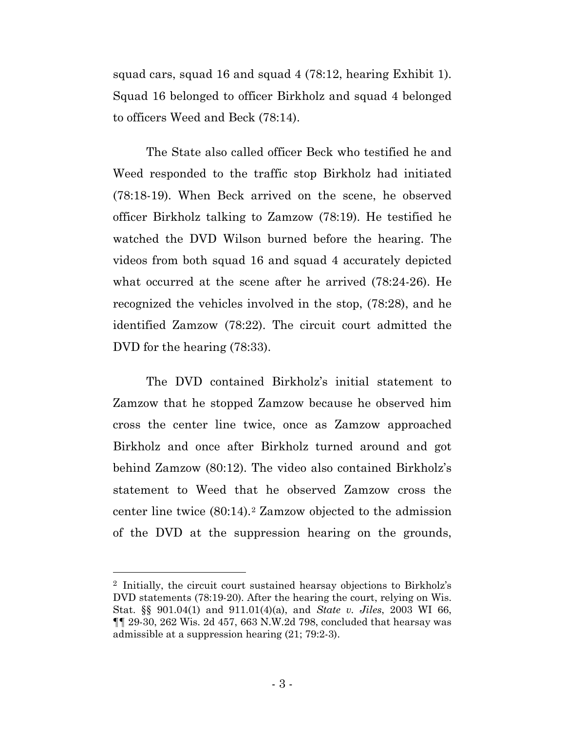squad cars, squad 16 and squad 4 (78:12, hearing Exhibit 1). Squad 16 belonged to officer Birkholz and squad 4 belonged to officers Weed and Beck (78:14).

The State also called officer Beck who testified he and Weed responded to the traffic stop Birkholz had initiated (78:18-19). When Beck arrived on the scene, he observed officer Birkholz talking to Zamzow (78:19). He testified he watched the DVD Wilson burned before the hearing. The videos from both squad 16 and squad 4 accurately depicted what occurred at the scene after he arrived (78:24-26). He recognized the vehicles involved in the stop, (78:28), and he identified Zamzow (78:22). The circuit court admitted the DVD for the hearing (78:33).

The DVD contained Birkholz's initial statement to Zamzow that he stopped Zamzow because he observed him cross the center line twice, once as Zamzow approached Birkholz and once after Birkholz turned around and got behind Zamzow (80:12). The video also contained Birkholz's statement to Weed that he observed Zamzow cross the center line twice (80:14).[2] Zamzow objected to the admission of the DVD at the suppression hearing on the grounds,

---

[2] Initially, the circuit court sustained hearsay objections to Birkholz's DVD statements (78:19-20). After the hearing the court, relying on Wis. Stat. §§ 901.04(1) and 911.01(4)(a), and *State v. Jiles*, 2003 WI 66, ¶¶ 29-30, 262 Wis. 2d 457, 663 N.W.2d 798, concluded that hearsay was admissible at a suppression hearing (21; 79:2-3).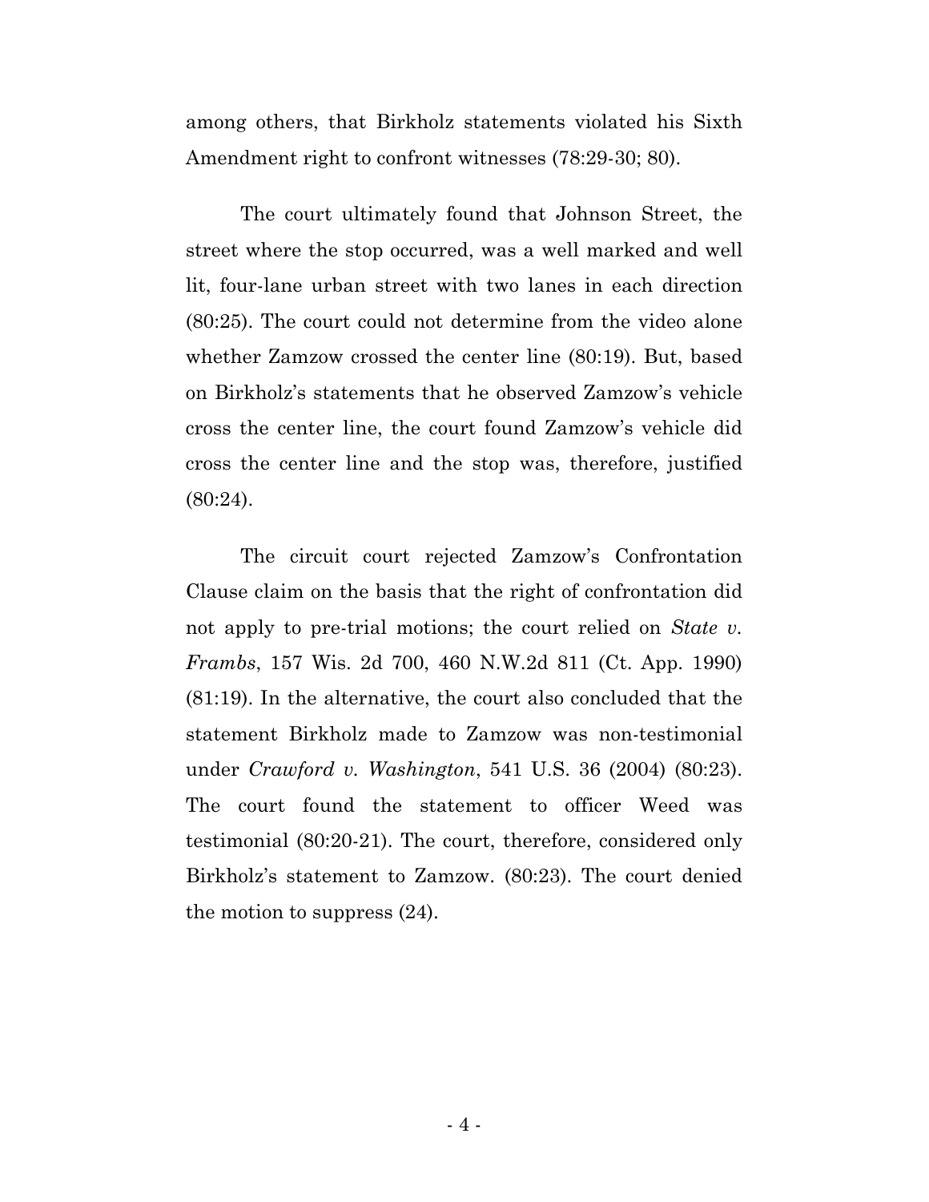among others, that Birkholz statements violated his Sixth Amendment right to confront witnesses (78:29-30; 80).

The court ultimately found that Johnson Street, the street where the stop occurred, was a well marked and well lit, four-lane urban street with two lanes in each direction (80:25). The court could not determine from the video alone whether Zamzow crossed the center line (80:19). But, based on Birkholz's statements that he observed Zamzow's vehicle cross the center line, the court found Zamzow's vehicle did cross the center line and the stop was, therefore, justified (80:24).

The circuit court rejected Zamzow's Confrontation Clause claim on the basis that the right of confrontation did not apply to pre-trial motions; the court relied on *State v. Frambs*, 157 Wis. 2d 700, 460 N.W.2d 811 (Ct. App. 1990) (81:19). In the alternative, the court also concluded that the statement Birkholz made to Zamzow was non-testimonial under *Crawford v. Washington*, 541 U.S. 36 (2004) (80:23). The court found the statement to officer Weed was testimonial (80:20-21). The court, therefore, considered only Birkholz's statement to Zamzow. (80:23). The court denied the motion to suppress (24).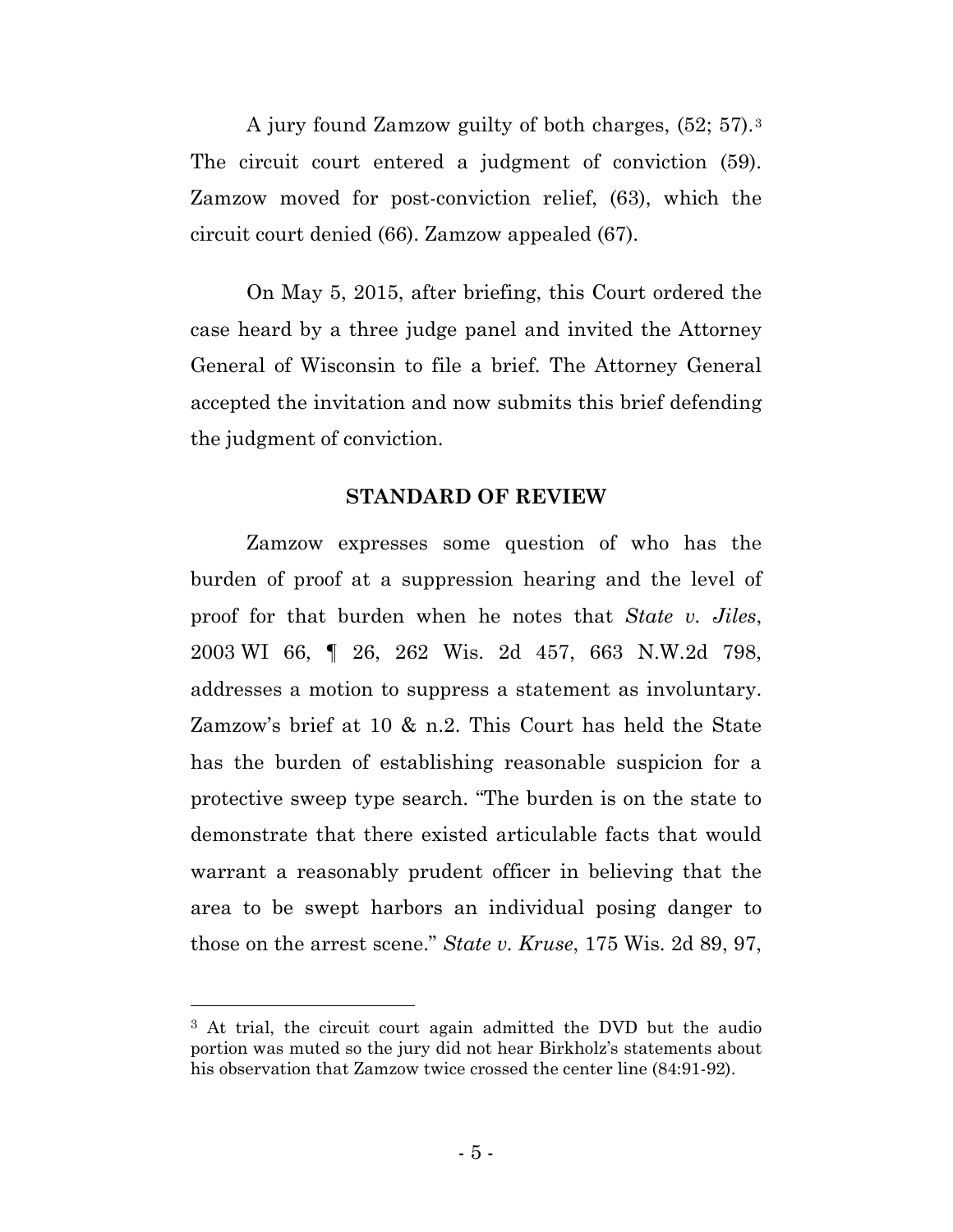A jury found Zamzow guilty of both charges, (52; 57).[3] The circuit court entered a judgment of conviction (59). Zamzow moved for post-conviction relief, (63), which the circuit court denied (66). Zamzow appealed (67).

On May 5, 2015, after briefing, this Court ordered the case heard by a three judge panel and invited the Attorney General of Wisconsin to file a brief. The Attorney General accepted the invitation and now submits this brief defending the judgment of conviction.

## STANDARD OF REVIEW

Zamzow expresses some question of who has the burden of proof at a suppression hearing and the level of proof for that burden when he notes that *State v. Jiles*, 2003 WI 66, ¶ 26, 262 Wis. 2d 457, 663 N.W.2d 798, addresses a motion to suppress a statement as involuntary. Zamzow's brief at 10 & n.2. This Court has held the State has the burden of establishing reasonable suspicion for a protective sweep type search. "The burden is on the state to demonstrate that there existed articulable facts that would warrant a reasonably prudent officer in believing that the area to be swept harbors an individual posing danger to those on the arrest scene." *State v. Kruse*, 175 Wis. 2d 89, 97,

---

[3] At trial, the circuit court again admitted the DVD but the audio portion was muted so the jury did not hear Birkholz's statements about his observation that Zamzow twice crossed the center line (84:91-92).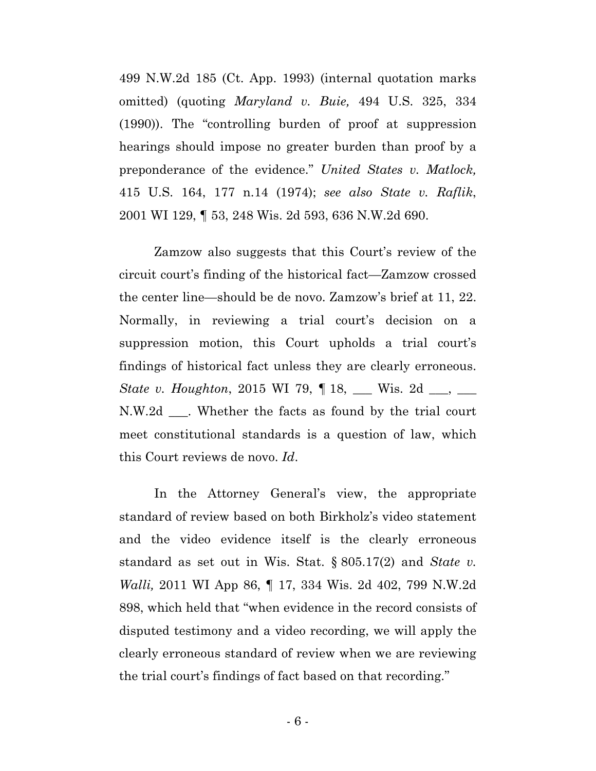499 N.W.2d 185 (Ct. App. 1993) (internal quotation marks omitted) (quoting *Maryland v. Buie,* 494 U.S. 325, 334 (1990)). The "controlling burden of proof at suppression hearings should impose no greater burden than proof by a preponderance of the evidence." *United States v. Matlock,* 415 U.S. 164, 177 n.14 (1974); *see also State v. Raflik*, 2001 WI 129, ¶ 53, 248 Wis. 2d 593, 636 N.W.2d 690.

Zamzow also suggests that this Court's review of the circuit court's finding of the historical fact—Zamzow crossed the center line—should be de novo. Zamzow's brief at 11, 22. Normally, in reviewing a trial court's decision on a suppression motion, this Court upholds a trial court's findings of historical fact unless they are clearly erroneous. *State v. Houghton*, 2015 WI 79, ¶ 18, ___ Wis. 2d ___, ___ N.W.2d ___. Whether the facts as found by the trial court meet constitutional standards is a question of law, which this Court reviews de novo. *Id*.

In the Attorney General's view, the appropriate standard of review based on both Birkholz's video statement and the video evidence itself is the clearly erroneous standard as set out in Wis. Stat. § 805.17(2) and *State v. Walli,* 2011 WI App 86, ¶ 17, 334 Wis. 2d 402, 799 N.W.2d 898, which held that "when evidence in the record consists of disputed testimony and a video recording, we will apply the clearly erroneous standard of review when we are reviewing the trial court's findings of fact based on that recording."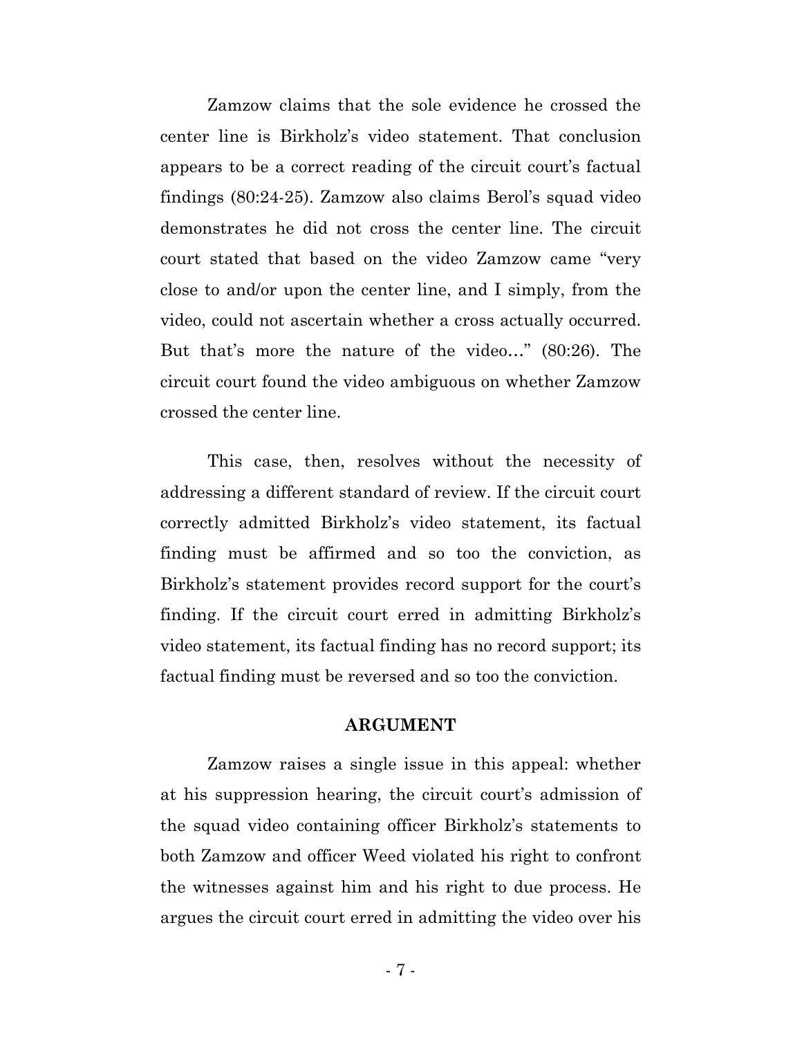Zamzow claims that the sole evidence he crossed the center line is Birkholz's video statement. That conclusion appears to be a correct reading of the circuit court's factual findings (80:24-25). Zamzow also claims Berol's squad video demonstrates he did not cross the center line. The circuit court stated that based on the video Zamzow came "very close to and/or upon the center line, and I simply, from the video, could not ascertain whether a cross actually occurred. But that's more the nature of the video…" (80:26). The circuit court found the video ambiguous on whether Zamzow crossed the center line.

This case, then, resolves without the necessity of addressing a different standard of review. If the circuit court correctly admitted Birkholz's video statement, its factual finding must be affirmed and so too the conviction, as Birkholz's statement provides record support for the court's finding. If the circuit court erred in admitting Birkholz's video statement, its factual finding has no record support; its factual finding must be reversed and so too the conviction.

## ARGUMENT

Zamzow raises a single issue in this appeal: whether at his suppression hearing, the circuit court's admission of the squad video containing officer Birkholz's statements to both Zamzow and officer Weed violated his right to confront the witnesses against him and his right to due process. He argues the circuit court erred in admitting the video over his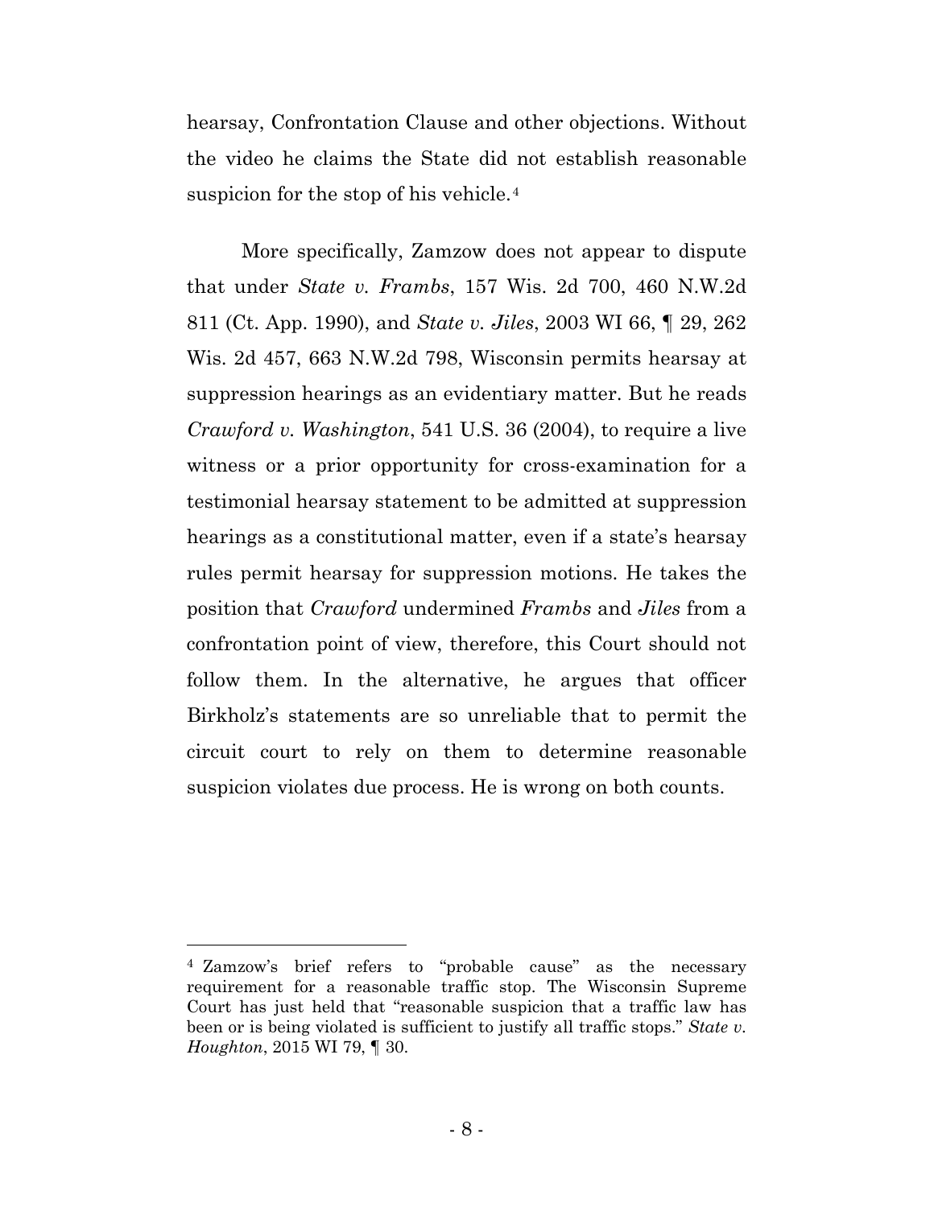hearsay, Confrontation Clause and other objections. Without the video he claims the State did not establish reasonable suspicion for the stop of his vehicle.[4]

More specifically, Zamzow does not appear to dispute that under *State v. Frambs*, 157 Wis. 2d 700, 460 N.W.2d 811 (Ct. App. 1990), and *State v. Jiles*, 2003 WI 66, ¶ 29, 262 Wis. 2d 457, 663 N.W.2d 798, Wisconsin permits hearsay at suppression hearings as an evidentiary matter. But he reads *Crawford v. Washington*, 541 U.S. 36 (2004), to require a live witness or a prior opportunity for cross-examination for a testimonial hearsay statement to be admitted at suppression hearings as a constitutional matter, even if a state's hearsay rules permit hearsay for suppression motions. He takes the position that *Crawford* undermined *Frambs* and *Jiles* from a confrontation point of view, therefore, this Court should not follow them. In the alternative, he argues that officer Birkholz's statements are so unreliable that to permit the circuit court to rely on them to determine reasonable suspicion violates due process. He is wrong on both counts.

---

[4] Zamzow's brief refers to "probable cause" as the necessary requirement for a reasonable traffic stop. The Wisconsin Supreme Court has just held that "reasonable suspicion that a traffic law has been or is being violated is sufficient to justify all traffic stops." *State v. Houghton*, 2015 WI 79, ¶ 30.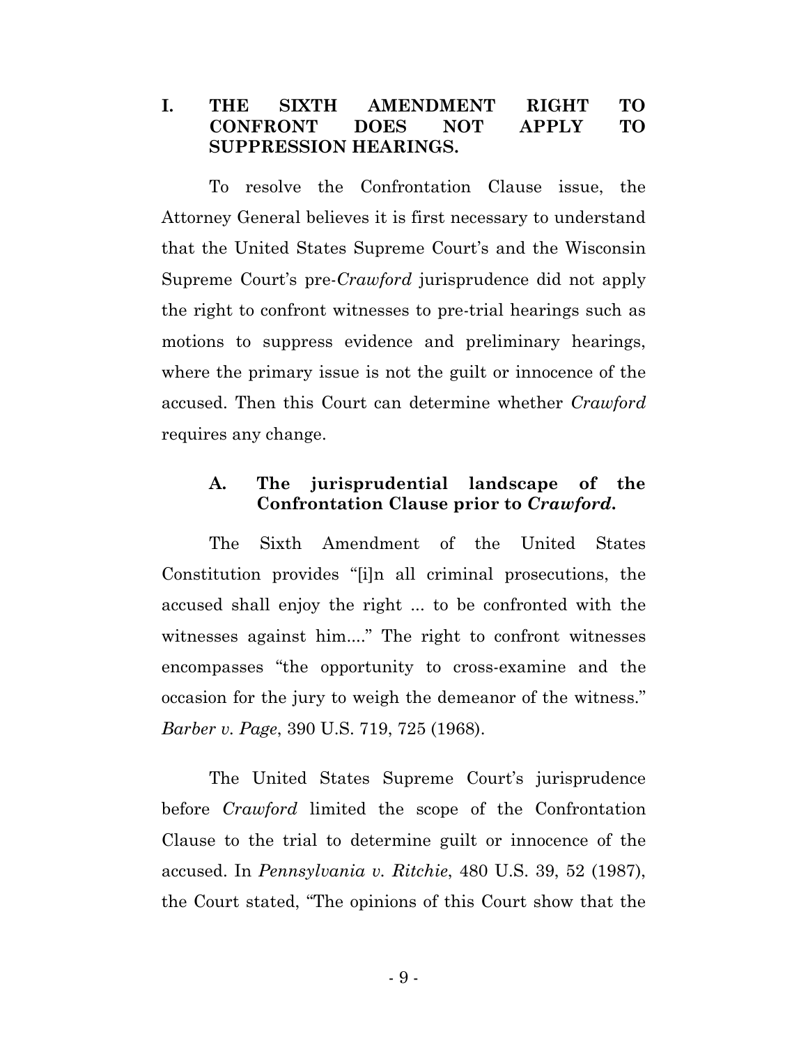## I. THE SIXTH AMENDMENT RIGHT TO CONFRONT DOES NOT APPLY TO SUPPRESSION HEARINGS.

To resolve the Confrontation Clause issue, the Attorney General believes it is first necessary to understand that the United States Supreme Court's and the Wisconsin Supreme Court's pre-*Crawford* jurisprudence did not apply the right to confront witnesses to pre-trial hearings such as motions to suppress evidence and preliminary hearings, where the primary issue is not the guilt or innocence of the accused. Then this Court can determine whether *Crawford* requires any change.

### A. The jurisprudential landscape of the Confrontation Clause prior to *Crawford*.

The Sixth Amendment of the United States Constitution provides "[i]n all criminal prosecutions, the accused shall enjoy the right ... to be confronted with the witnesses against him...." The right to confront witnesses encompasses "the opportunity to cross-examine and the occasion for the jury to weigh the demeanor of the witness." *Barber v. Page*, 390 U.S. 719, 725 (1968).

The United States Supreme Court's jurisprudence before *Crawford* limited the scope of the Confrontation Clause to the trial to determine guilt or innocence of the accused. In *Pennsylvania v. Ritchie*, 480 U.S. 39, 52 (1987), the Court stated, "The opinions of this Court show that the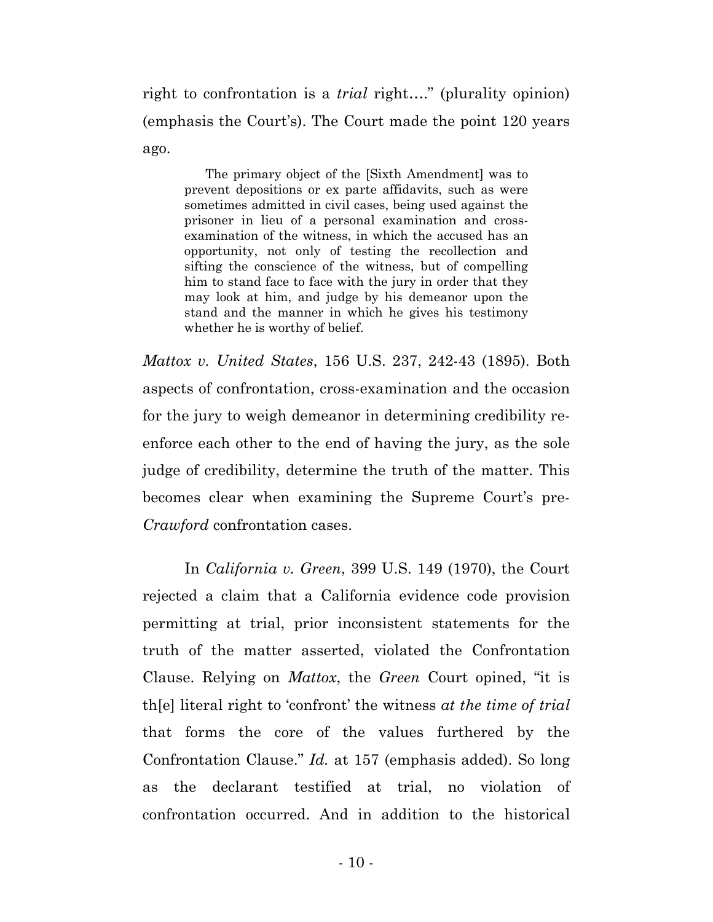right to confrontation is a *trial* right…." (plurality opinion) (emphasis the Court's). The Court made the point 120 years ago.

> The primary object of the [Sixth Amendment] was to prevent depositions or ex parte affidavits, such as were sometimes admitted in civil cases, being used against the prisoner in lieu of a personal examination and cross-examination of the witness, in which the accused has an opportunity, not only of testing the recollection and sifting the conscience of the witness, but of compelling him to stand face to face with the jury in order that they may look at him, and judge by his demeanor upon the stand and the manner in which he gives his testimony whether he is worthy of belief.

*Mattox v. United States*, 156 U.S. 237, 242-43 (1895). Both aspects of confrontation, cross-examination and the occasion for the jury to weigh demeanor in determining credibility re-enforce each other to the end of having the jury, as the sole judge of credibility, determine the truth of the matter. This becomes clear when examining the Supreme Court's pre-*Crawford* confrontation cases.

In *California v. Green*, 399 U.S. 149 (1970), the Court rejected a claim that a California evidence code provision permitting at trial, prior inconsistent statements for the truth of the matter asserted, violated the Confrontation Clause. Relying on *Mattox*, the *Green* Court opined, "it is th[e] literal right to 'confront' the witness *at the time of trial* that forms the core of the values furthered by the Confrontation Clause." *Id.* at 157 (emphasis added). So long as the declarant testified at trial, no violation of confrontation occurred. And in addition to the historical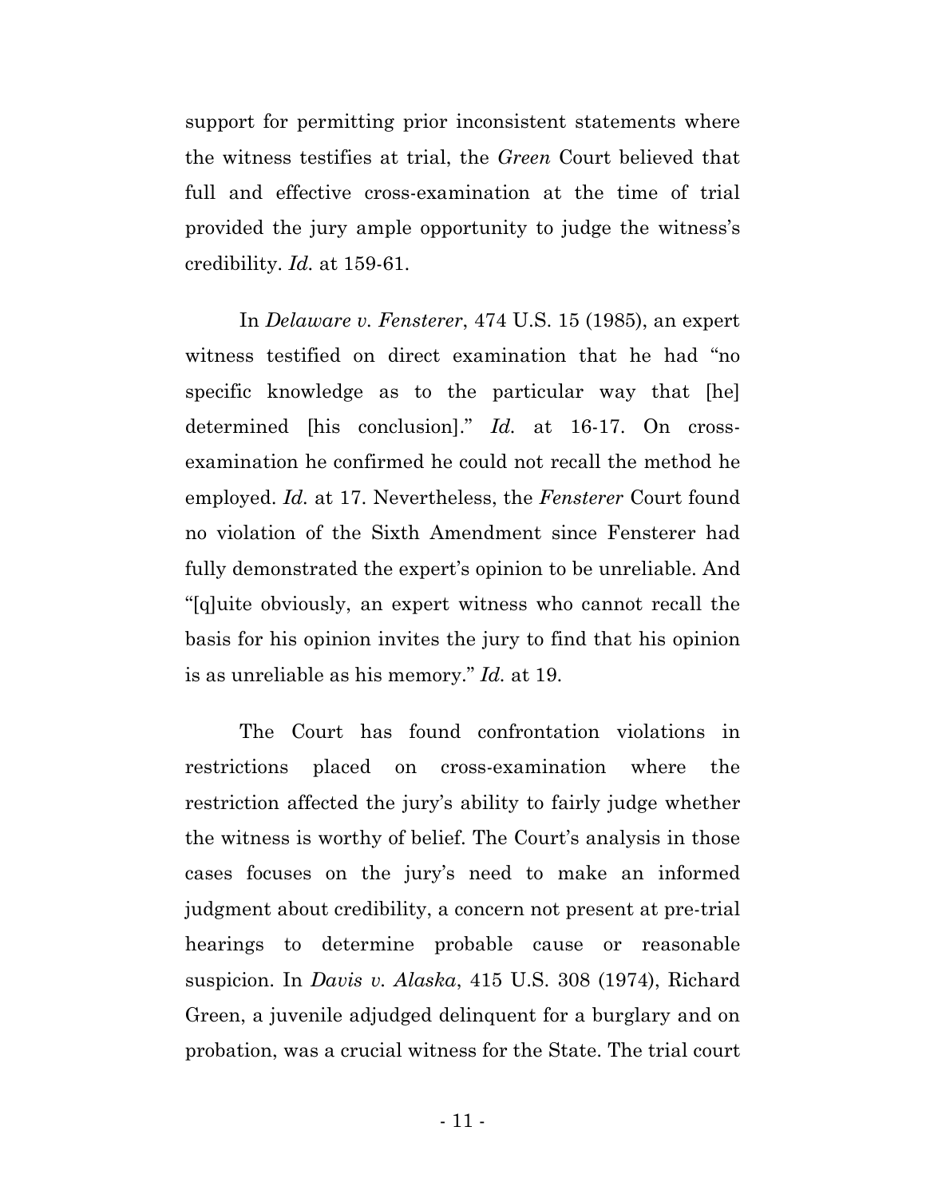support for permitting prior inconsistent statements where the witness testifies at trial, the *Green* Court believed that full and effective cross-examination at the time of trial provided the jury ample opportunity to judge the witness's credibility. *Id.* at 159-61.

In *Delaware v. Fensterer*, 474 U.S. 15 (1985), an expert witness testified on direct examination that he had "no specific knowledge as to the particular way that [he] determined [his conclusion]." *Id.* at 16-17. On cross-examination he confirmed he could not recall the method he employed. *Id.* at 17. Nevertheless, the *Fensterer* Court found no violation of the Sixth Amendment since Fensterer had fully demonstrated the expert's opinion to be unreliable. And "[q]uite obviously, an expert witness who cannot recall the basis for his opinion invites the jury to find that his opinion is as unreliable as his memory." *Id.* at 19.

The Court has found confrontation violations in restrictions placed on cross-examination where the restriction affected the jury's ability to fairly judge whether the witness is worthy of belief. The Court's analysis in those cases focuses on the jury's need to make an informed judgment about credibility, a concern not present at pre-trial hearings to determine probable cause or reasonable suspicion. In *Davis v. Alaska*, 415 U.S. 308 (1974), Richard Green, a juvenile adjudged delinquent for a burglary and on probation, was a crucial witness for the State. The trial court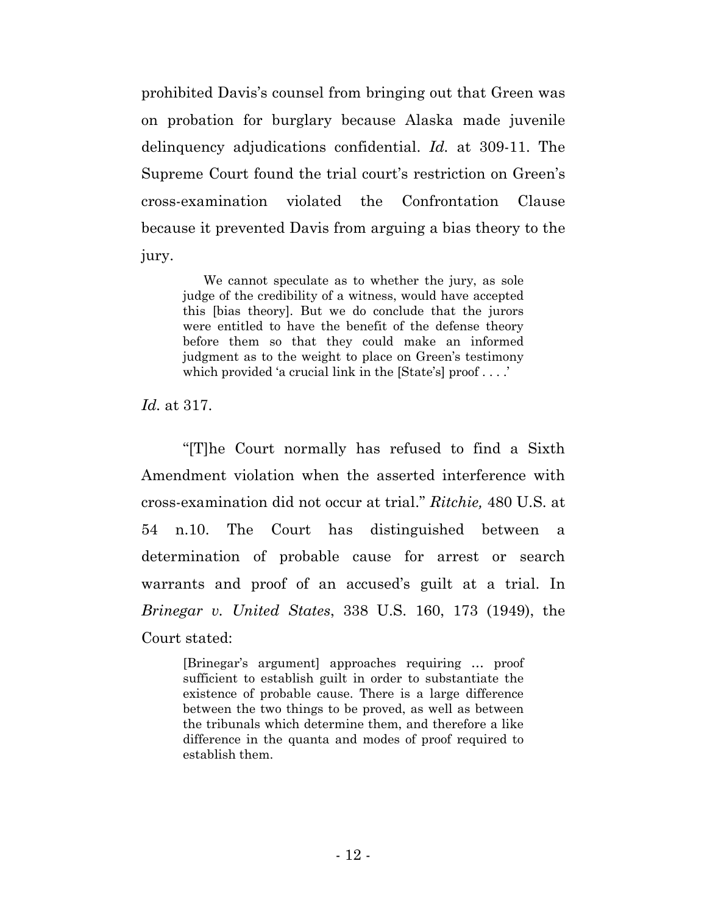prohibited Davis's counsel from bringing out that Green was on probation for burglary because Alaska made juvenile delinquency adjudications confidential. *Id.* at 309-11. The Supreme Court found the trial court's restriction on Green's cross-examination violated the Confrontation Clause because it prevented Davis from arguing a bias theory to the jury.

> We cannot speculate as to whether the jury, as sole judge of the credibility of a witness, would have accepted this [bias theory]. But we do conclude that the jurors were entitled to have the benefit of the defense theory before them so that they could make an informed judgment as to the weight to place on Green's testimony which provided 'a crucial link in the [State's] proof . . . .'

*Id.* at 317.

"[T]he Court normally has refused to find a Sixth Amendment violation when the asserted interference with cross-examination did not occur at trial." *Ritchie,* 480 U.S. at 54 n.10. The Court has distinguished between a determination of probable cause for arrest or search warrants and proof of an accused's guilt at a trial. In *Brinegar v. United States*, 338 U.S. 160, 173 (1949), the Court stated:

> [Brinegar's argument] approaches requiring … proof sufficient to establish guilt in order to substantiate the existence of probable cause. There is a large difference between the two things to be proved, as well as between the tribunals which determine them, and therefore a like difference in the quanta and modes of proof required to establish them.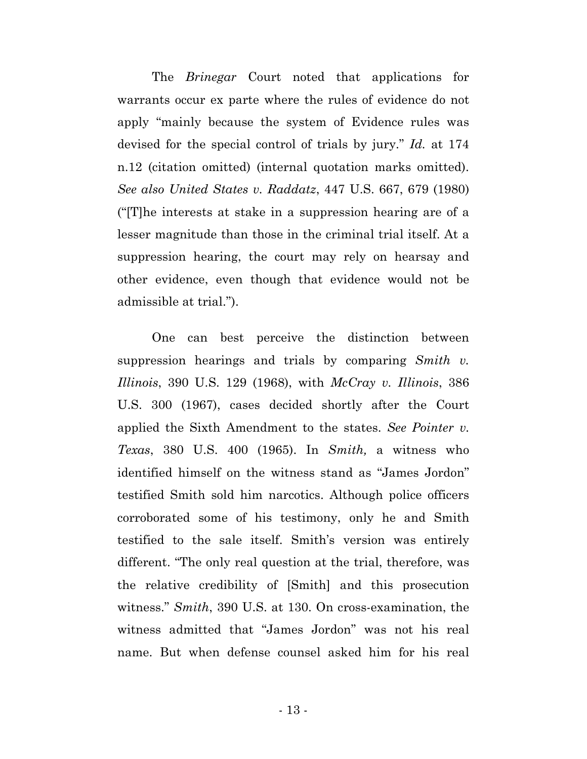The *Brinegar* Court noted that applications for warrants occur ex parte where the rules of evidence do not apply "mainly because the system of Evidence rules was devised for the special control of trials by jury." *Id.* at 174 n.12 (citation omitted) (internal quotation marks omitted). *See also United States v. Raddatz*, 447 U.S. 667, 679 (1980) ("[T]he interests at stake in a suppression hearing are of a lesser magnitude than those in the criminal trial itself. At a suppression hearing, the court may rely on hearsay and other evidence, even though that evidence would not be admissible at trial.").

One can best perceive the distinction between suppression hearings and trials by comparing *Smith v. Illinois*, 390 U.S. 129 (1968), with *McCray v. Illinois*, 386 U.S. 300 (1967), cases decided shortly after the Court applied the Sixth Amendment to the states. *See Pointer v. Texas*, 380 U.S. 400 (1965). In *Smith,* a witness who identified himself on the witness stand as "James Jordon" testified Smith sold him narcotics. Although police officers corroborated some of his testimony, only he and Smith testified to the sale itself. Smith's version was entirely different. "The only real question at the trial, therefore, was the relative credibility of [Smith] and this prosecution witness." *Smith*, 390 U.S. at 130. On cross-examination, the witness admitted that "James Jordon" was not his real name. But when defense counsel asked him for his real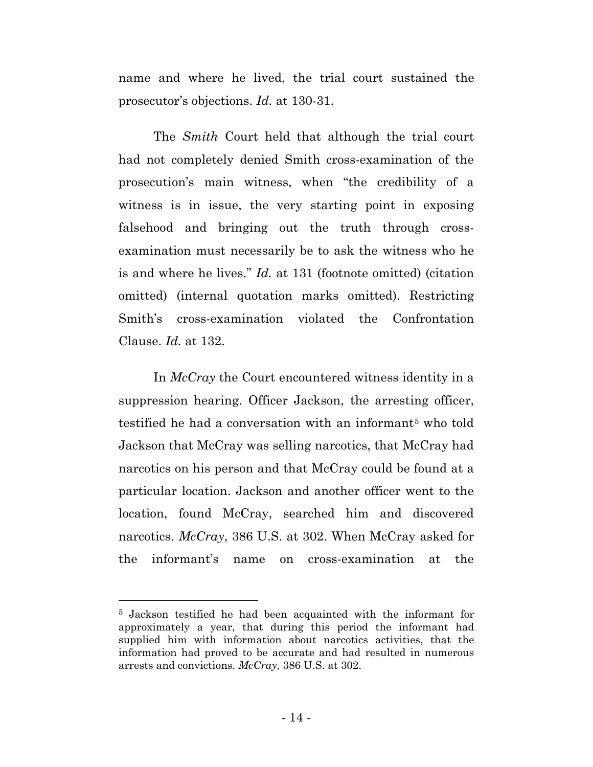name and where he lived, the trial court sustained the prosecutor's objections. *Id.* at 130-31.

The *Smith* Court held that although the trial court had not completely denied Smith cross-examination of the prosecution's main witness, when "the credibility of a witness is in issue, the very starting point in exposing falsehood and bringing out the truth through cross-examination must necessarily be to ask the witness who he is and where he lives." *Id.* at 131 (footnote omitted) (citation omitted) (internal quotation marks omitted). Restricting Smith's cross-examination violated the Confrontation Clause. *Id.* at 132.

In *McCray* the Court encountered witness identity in a suppression hearing. Officer Jackson, the arresting officer, testified he had a conversation with an informant[5] who told Jackson that McCray was selling narcotics, that McCray had narcotics on his person and that McCray could be found at a particular location. Jackson and another officer went to the location, found McCray, searched him and discovered narcotics. *McCray*, 386 U.S. at 302. When McCray asked for the informant's name on cross-examination at the

---

[5] Jackson testified he had been acquainted with the informant for approximately a year, that during this period the informant had supplied him with information about narcotics activities, that the information had proved to be accurate and had resulted in numerous arrests and convictions. *McCray,* 386 U.S. at 302.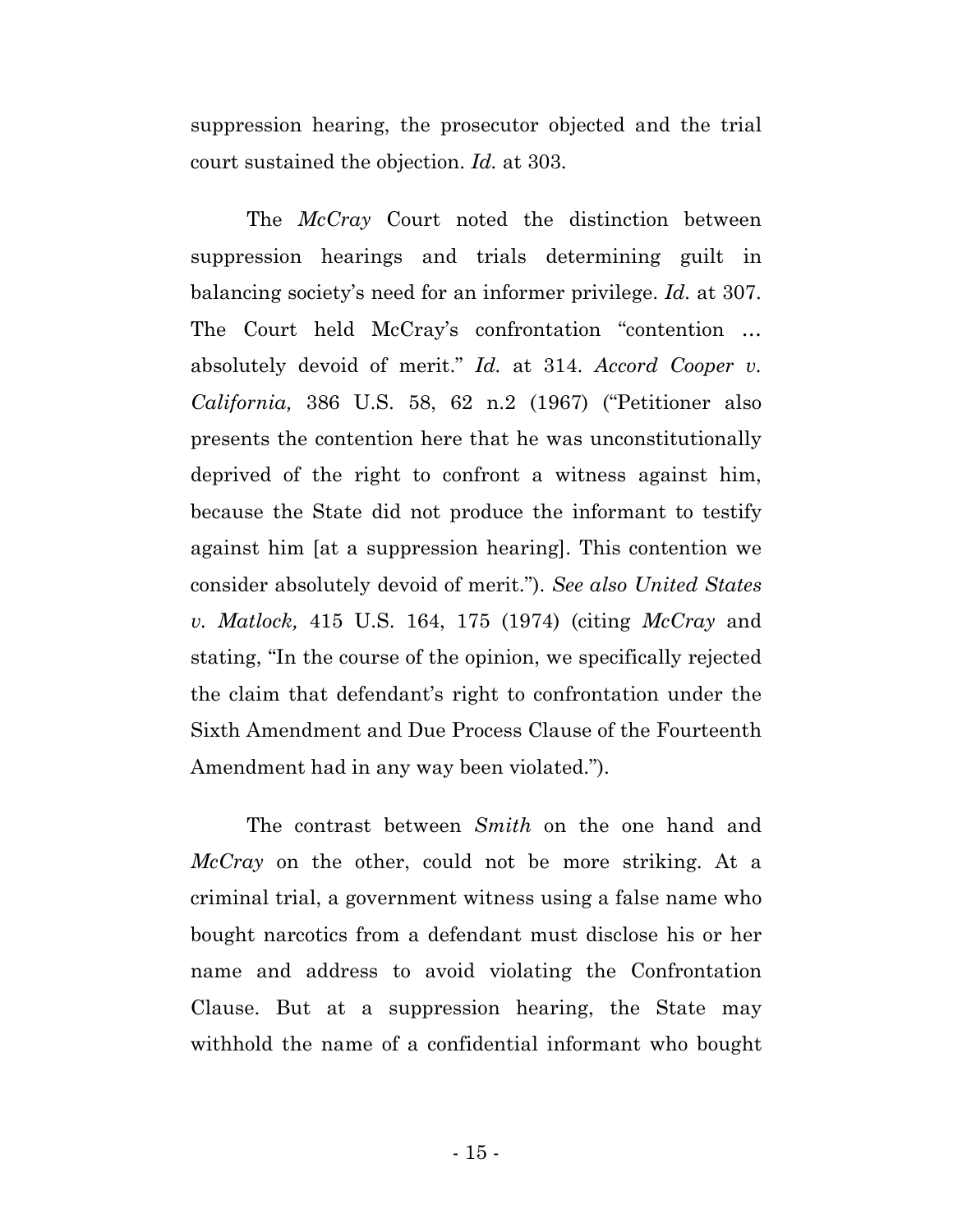suppression hearing, the prosecutor objected and the trial court sustained the objection. *Id.* at 303.

The *McCray* Court noted the distinction between suppression hearings and trials determining guilt in balancing society's need for an informer privilege. *Id.* at 307. The Court held McCray's confrontation "contention … absolutely devoid of merit." *Id.* at 314. *Accord Cooper v. California,* 386 U.S. 58, 62 n.2 (1967) ("Petitioner also presents the contention here that he was unconstitutionally deprived of the right to confront a witness against him, because the State did not produce the informant to testify against him [at a suppression hearing]. This contention we consider absolutely devoid of merit."). *See also United States v. Matlock,* 415 U.S. 164, 175 (1974) (citing *McCray* and stating, "In the course of the opinion, we specifically rejected the claim that defendant's right to confrontation under the Sixth Amendment and Due Process Clause of the Fourteenth Amendment had in any way been violated.").

The contrast between *Smith* on the one hand and *McCray* on the other, could not be more striking. At a criminal trial, a government witness using a false name who bought narcotics from a defendant must disclose his or her name and address to avoid violating the Confrontation Clause. But at a suppression hearing, the State may withhold the name of a confidential informant who bought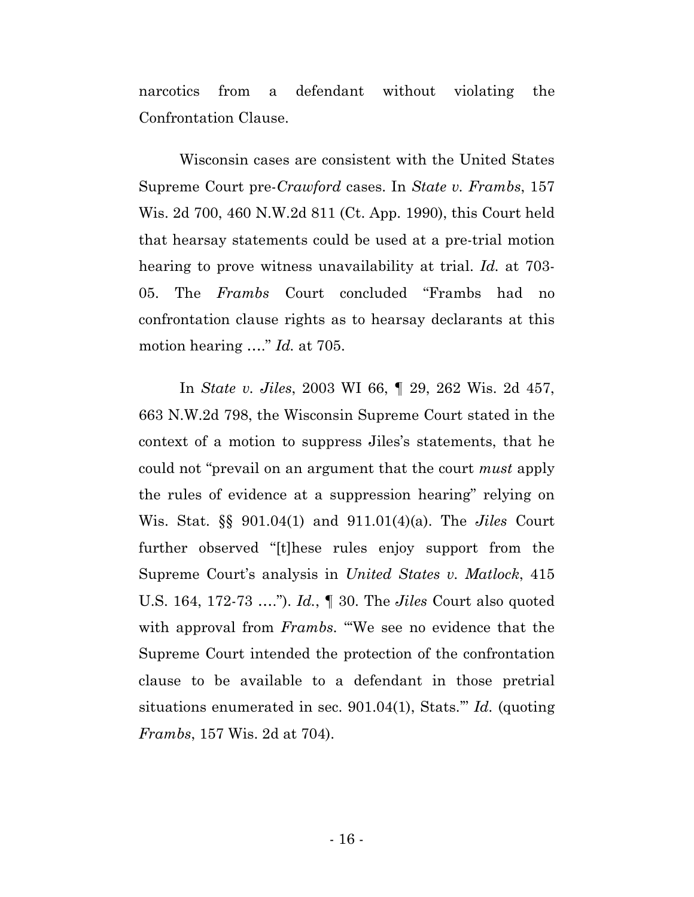narcotics from a defendant without violating the Confrontation Clause.

Wisconsin cases are consistent with the United States Supreme Court pre-*Crawford* cases. In *State v. Frambs*, 157 Wis. 2d 700, 460 N.W.2d 811 (Ct. App. 1990), this Court held that hearsay statements could be used at a pre-trial motion hearing to prove witness unavailability at trial. *Id.* at 703-05. The *Frambs* Court concluded "Frambs had no confrontation clause rights as to hearsay declarants at this motion hearing …." *Id.* at 705.

In *State v. Jiles*, 2003 WI 66, ¶ 29, 262 Wis. 2d 457, 663 N.W.2d 798, the Wisconsin Supreme Court stated in the context of a motion to suppress Jiles's statements, that he could not "prevail on an argument that the court *must* apply the rules of evidence at a suppression hearing" relying on Wis. Stat. §§ 901.04(1) and 911.01(4)(a). The *Jiles* Court further observed "[t]hese rules enjoy support from the Supreme Court's analysis in *United States v. Matlock*, 415 U.S. 164, 172-73 …."). *Id.*, ¶ 30. The *Jiles* Court also quoted with approval from *Frambs*. "'We see no evidence that the Supreme Court intended the protection of the confrontation clause to be available to a defendant in those pretrial situations enumerated in sec. 901.04(1), Stats.'" *Id.* (quoting *Frambs*, 157 Wis. 2d at 704).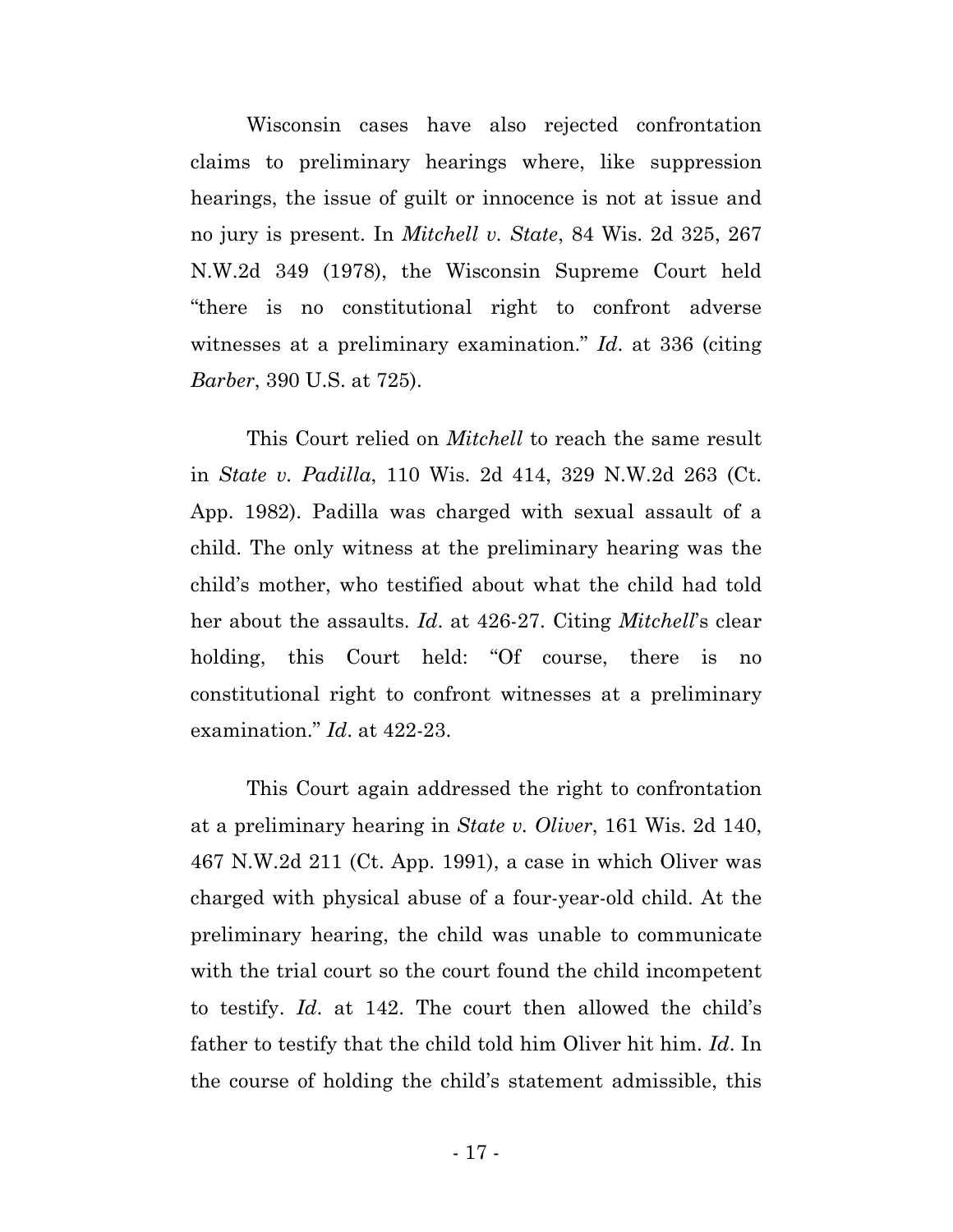Wisconsin cases have also rejected confrontation claims to preliminary hearings where, like suppression hearings, the issue of guilt or innocence is not at issue and no jury is present. In *Mitchell v. State*, 84 Wis. 2d 325, 267 N.W.2d 349 (1978), the Wisconsin Supreme Court held "there is no constitutional right to confront adverse witnesses at a preliminary examination." *Id*. at 336 (citing *Barber*, 390 U.S. at 725).

This Court relied on *Mitchell* to reach the same result in *State v. Padilla*, 110 Wis. 2d 414, 329 N.W.2d 263 (Ct. App. 1982). Padilla was charged with sexual assault of a child. The only witness at the preliminary hearing was the child's mother, who testified about what the child had told her about the assaults. *Id*. at 426-27. Citing *Mitchell*'s clear holding, this Court held: "Of course, there is no constitutional right to confront witnesses at a preliminary examination." *Id*. at 422-23.

This Court again addressed the right to confrontation at a preliminary hearing in *State v. Oliver*, 161 Wis. 2d 140, 467 N.W.2d 211 (Ct. App. 1991), a case in which Oliver was charged with physical abuse of a four-year-old child. At the preliminary hearing, the child was unable to communicate with the trial court so the court found the child incompetent to testify. *Id*. at 142. The court then allowed the child's father to testify that the child told him Oliver hit him. *Id*. In the course of holding the child's statement admissible, this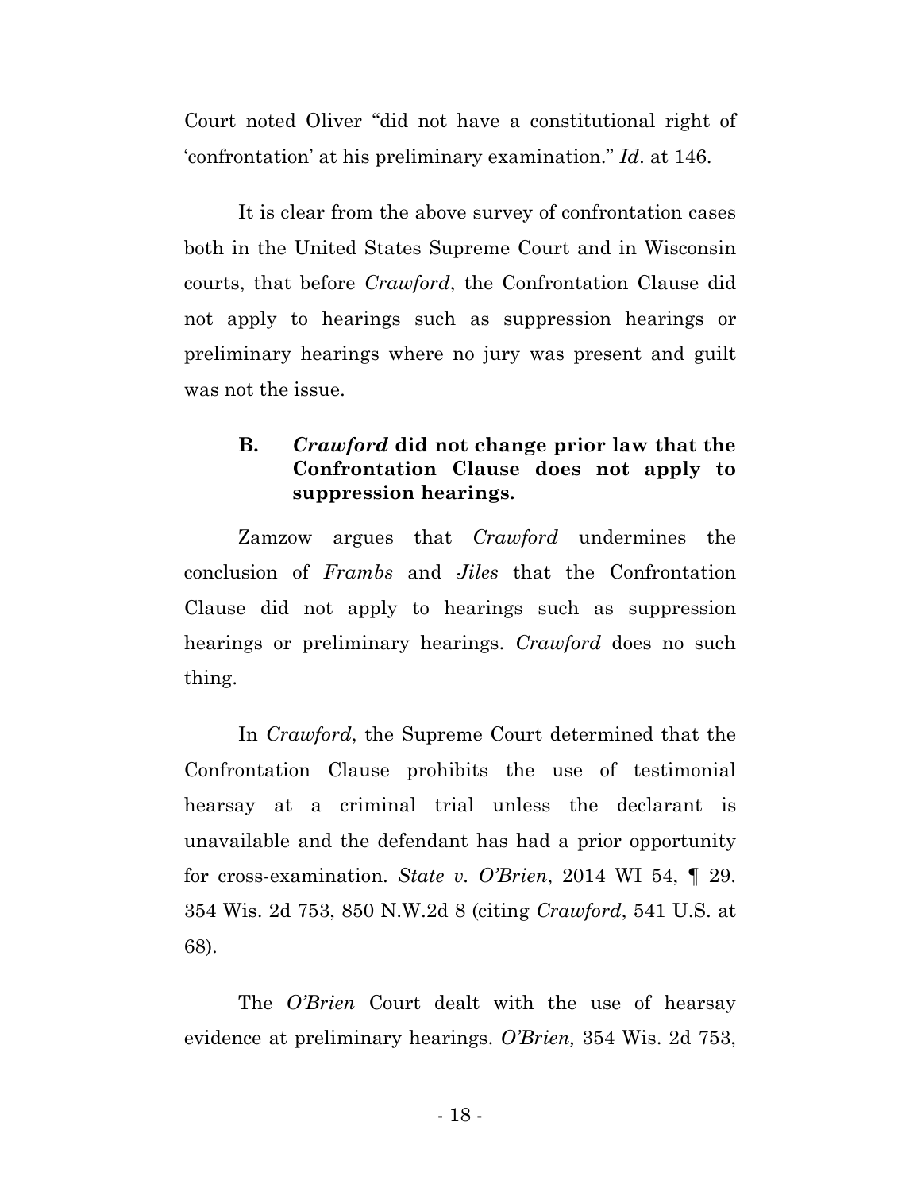Court noted Oliver "did not have a constitutional right of 'confrontation' at his preliminary examination." *Id*. at 146.

It is clear from the above survey of confrontation cases both in the United States Supreme Court and in Wisconsin courts, that before *Crawford*, the Confrontation Clause did not apply to hearings such as suppression hearings or preliminary hearings where no jury was present and guilt was not the issue.

### B. *Crawford* did not change prior law that the Confrontation Clause does not apply to suppression hearings.

Zamzow argues that *Crawford* undermines the conclusion of *Frambs* and *Jiles* that the Confrontation Clause did not apply to hearings such as suppression hearings or preliminary hearings. *Crawford* does no such thing.

In *Crawford*, the Supreme Court determined that the Confrontation Clause prohibits the use of testimonial hearsay at a criminal trial unless the declarant is unavailable and the defendant has had a prior opportunity for cross-examination. *State v. O'Brien*, 2014 WI 54, ¶ 29. 354 Wis. 2d 753, 850 N.W.2d 8 (citing *Crawford*, 541 U.S. at 68).

The *O'Brien* Court dealt with the use of hearsay evidence at preliminary hearings. *O'Brien,* 354 Wis. 2d 753,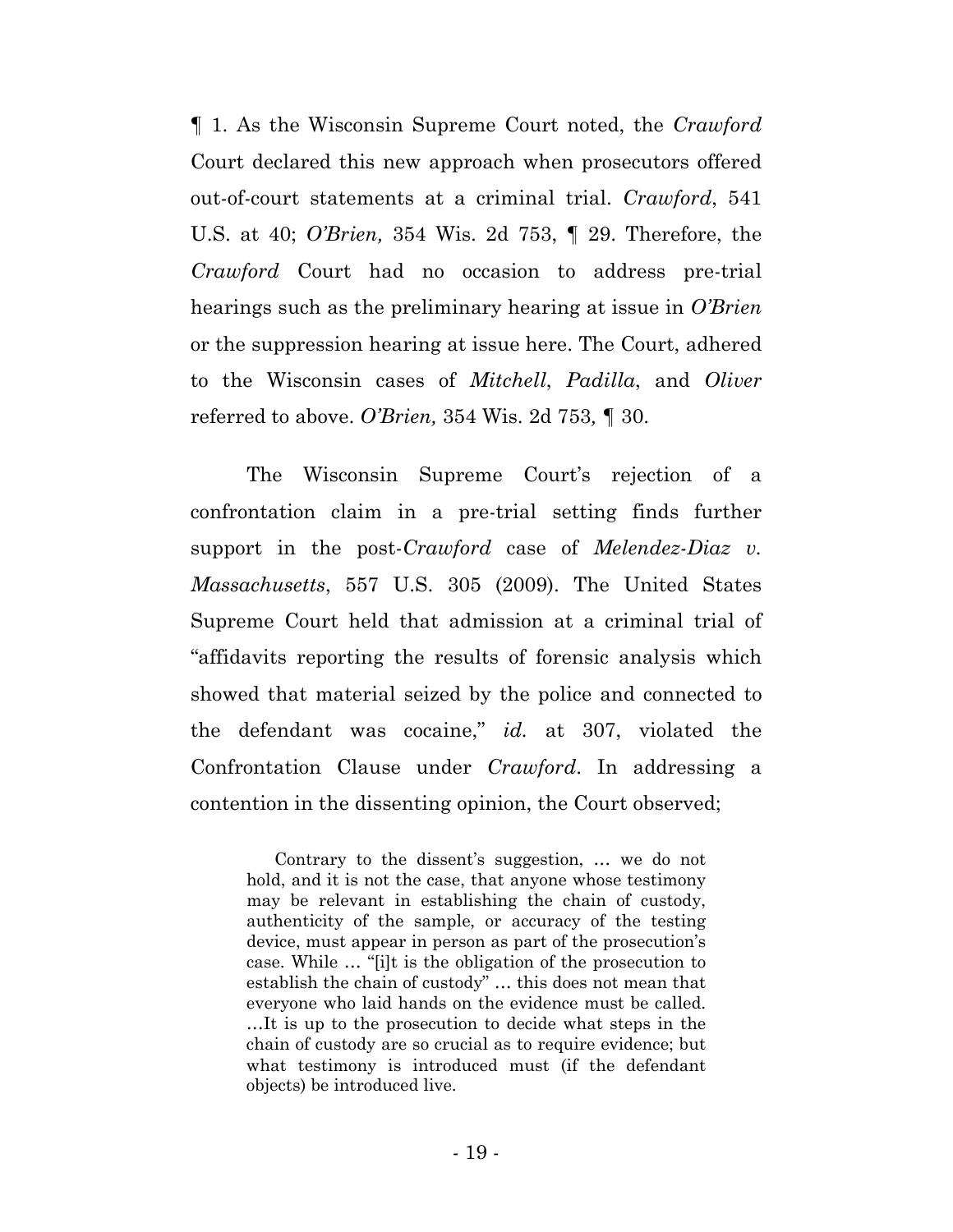¶ 1. As the Wisconsin Supreme Court noted, the *Crawford* Court declared this new approach when prosecutors offered out-of-court statements at a criminal trial. *Crawford*, 541 U.S. at 40; *O'Brien,* 354 Wis. 2d 753, ¶ 29. Therefore, the *Crawford* Court had no occasion to address pre-trial hearings such as the preliminary hearing at issue in *O'Brien* or the suppression hearing at issue here. The Court, adhered to the Wisconsin cases of *Mitchell*, *Padilla*, and *Oliver* referred to above. *O'Brien,* 354 Wis. 2d 753*,* ¶ 30.

The Wisconsin Supreme Court's rejection of a confrontation claim in a pre-trial setting finds further support in the post-*Crawford* case of *Melendez-Diaz v. Massachusetts*, 557 U.S. 305 (2009). The United States Supreme Court held that admission at a criminal trial of "affidavits reporting the results of forensic analysis which showed that material seized by the police and connected to the defendant was cocaine," *id.* at 307, violated the Confrontation Clause under *Crawford*. In addressing a contention in the dissenting opinion, the Court observed;

> Contrary to the dissent's suggestion, … we do not hold, and it is not the case, that anyone whose testimony may be relevant in establishing the chain of custody, authenticity of the sample, or accuracy of the testing device, must appear in person as part of the prosecution's case. While … "[i]t is the obligation of the prosecution to establish the chain of custody" … this does not mean that everyone who laid hands on the evidence must be called. …It is up to the prosecution to decide what steps in the chain of custody are so crucial as to require evidence; but what testimony is introduced must (if the defendant objects) be introduced live.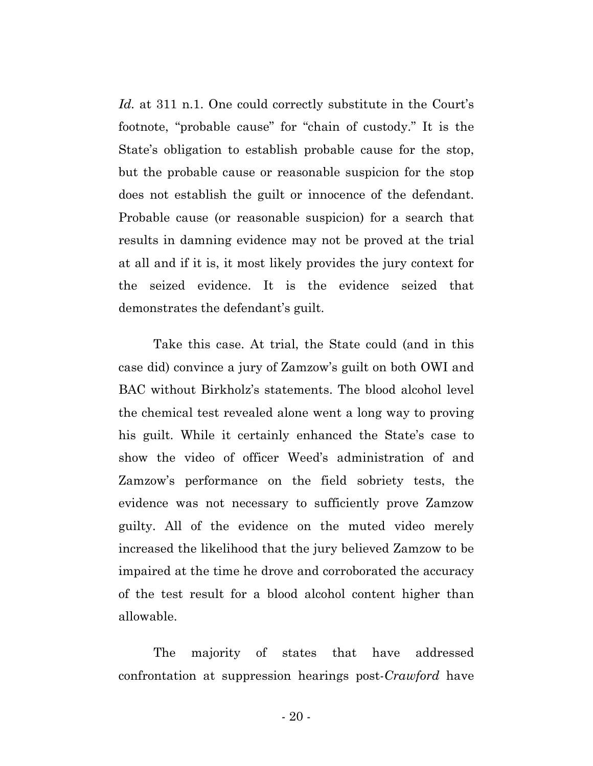*Id.* at 311 n.1. One could correctly substitute in the Court's footnote, "probable cause" for "chain of custody." It is the State's obligation to establish probable cause for the stop, but the probable cause or reasonable suspicion for the stop does not establish the guilt or innocence of the defendant. Probable cause (or reasonable suspicion) for a search that results in damning evidence may not be proved at the trial at all and if it is, it most likely provides the jury context for the seized evidence. It is the evidence seized that demonstrates the defendant's guilt.

Take this case. At trial, the State could (and in this case did) convince a jury of Zamzow's guilt on both OWI and BAC without Birkholz's statements. The blood alcohol level the chemical test revealed alone went a long way to proving his guilt. While it certainly enhanced the State's case to show the video of officer Weed's administration of and Zamzow's performance on the field sobriety tests, the evidence was not necessary to sufficiently prove Zamzow guilty. All of the evidence on the muted video merely increased the likelihood that the jury believed Zamzow to be impaired at the time he drove and corroborated the accuracy of the test result for a blood alcohol content higher than allowable.

The majority of states that have addressed confrontation at suppression hearings post-*Crawford* have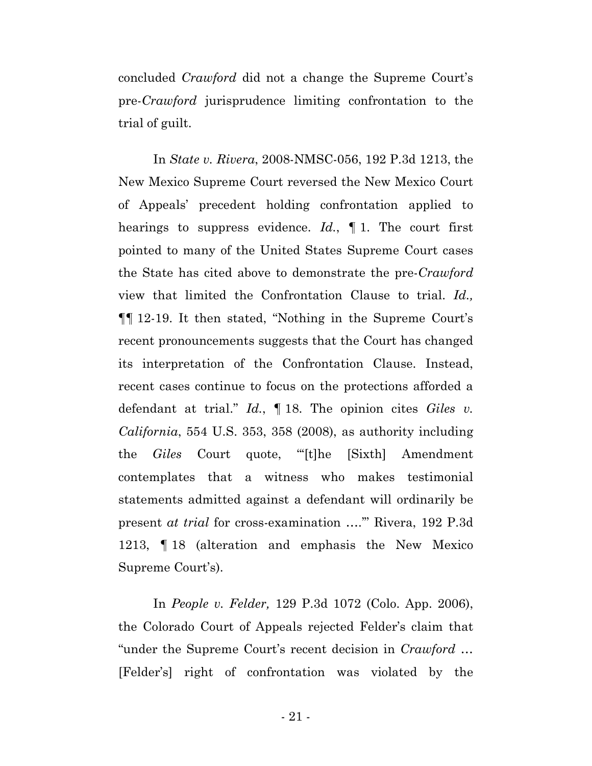concluded *Crawford* did not a change the Supreme Court's pre-*Crawford* jurisprudence limiting confrontation to the trial of guilt.

In *State v. Rivera*, 2008-NMSC-056, 192 P.3d 1213, the New Mexico Supreme Court reversed the New Mexico Court of Appeals' precedent holding confrontation applied to hearings to suppress evidence. *Id.*, ¶ 1. The court first pointed to many of the United States Supreme Court cases the State has cited above to demonstrate the pre-*Crawford* view that limited the Confrontation Clause to trial. *Id.,* ¶¶ 12-19. It then stated, "Nothing in the Supreme Court's recent pronouncements suggests that the Court has changed its interpretation of the Confrontation Clause. Instead, recent cases continue to focus on the protections afforded a defendant at trial." *Id.*, ¶ 18. The opinion cites *Giles v. California*, 554 U.S. 353, 358 (2008), as authority including the *Giles* Court quote, "'[t]he [Sixth] Amendment contemplates that a witness who makes testimonial statements admitted against a defendant will ordinarily be present *at trial* for cross-examination ….'" Rivera, 192 P.3d 1213, ¶ 18 (alteration and emphasis the New Mexico Supreme Court's).

In *People v. Felder,* 129 P.3d 1072 (Colo. App. 2006), the Colorado Court of Appeals rejected Felder's claim that "under the Supreme Court's recent decision in *Crawford* … [Felder's] right of confrontation was violated by the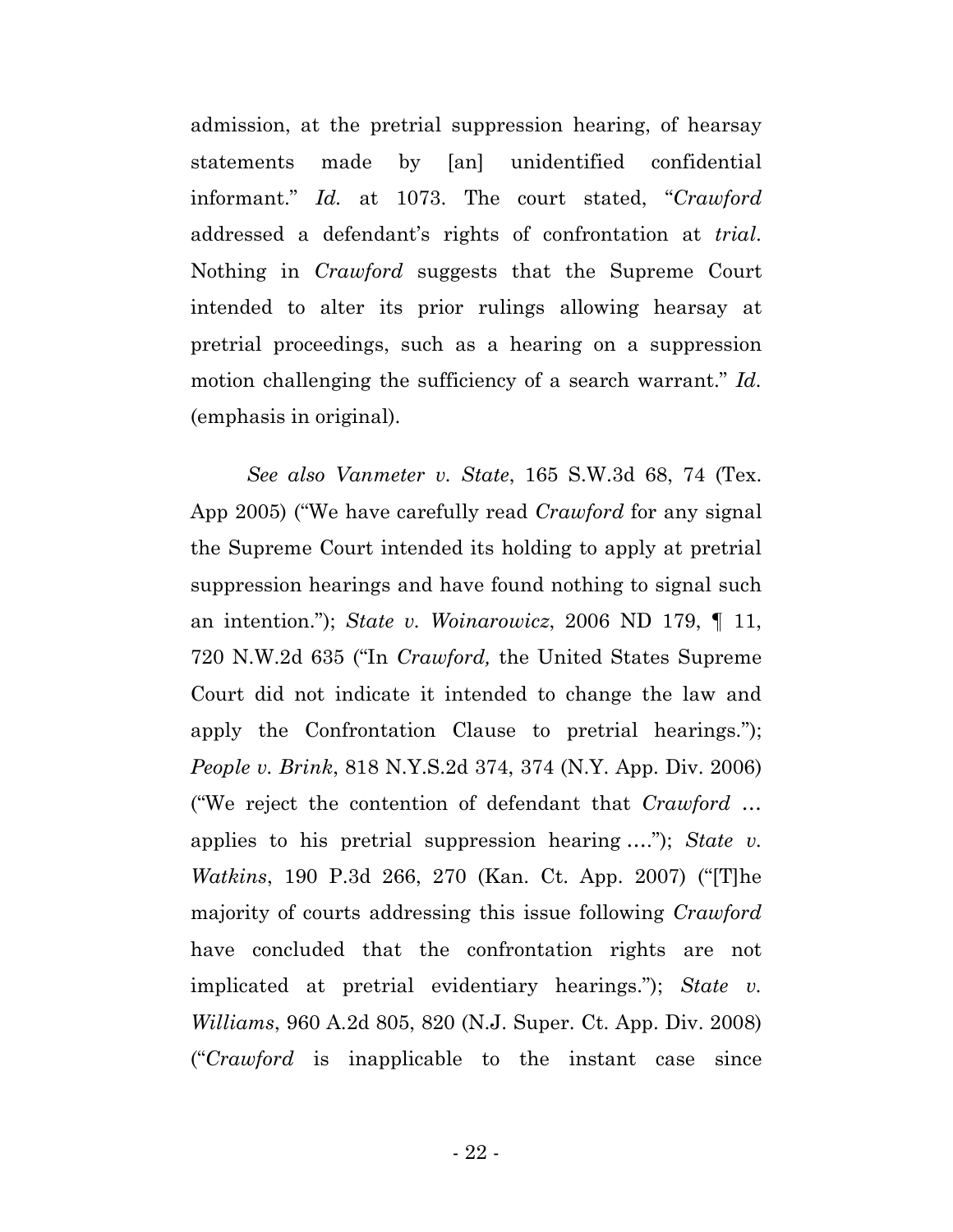admission, at the pretrial suppression hearing, of hearsay statements made by [an] unidentified confidential informant." *Id.* at 1073. The court stated, "*Crawford* addressed a defendant's rights of confrontation at *trial*. Nothing in *Crawford* suggests that the Supreme Court intended to alter its prior rulings allowing hearsay at pretrial proceedings, such as a hearing on a suppression motion challenging the sufficiency of a search warrant." *Id.* (emphasis in original).

*See also Vanmeter v. State*, 165 S.W.3d 68, 74 (Tex. App 2005) ("We have carefully read *Crawford* for any signal the Supreme Court intended its holding to apply at pretrial suppression hearings and have found nothing to signal such an intention."); *State v. Woinarowicz*, 2006 ND 179, ¶ 11, 720 N.W.2d 635 ("In *Crawford,* the United States Supreme Court did not indicate it intended to change the law and apply the Confrontation Clause to pretrial hearings."); *People v. Brink*, 818 N.Y.S.2d 374, 374 (N.Y. App. Div. 2006) ("We reject the contention of defendant that *Crawford* … applies to his pretrial suppression hearing …."); *State v. Watkins*, 190 P.3d 266, 270 (Kan. Ct. App. 2007) ("[T]he majority of courts addressing this issue following *Crawford* have concluded that the confrontation rights are not implicated at pretrial evidentiary hearings."); *State v. Williams*, 960 A.2d 805, 820 (N.J. Super. Ct. App. Div. 2008) ("*Crawford* is inapplicable to the instant case since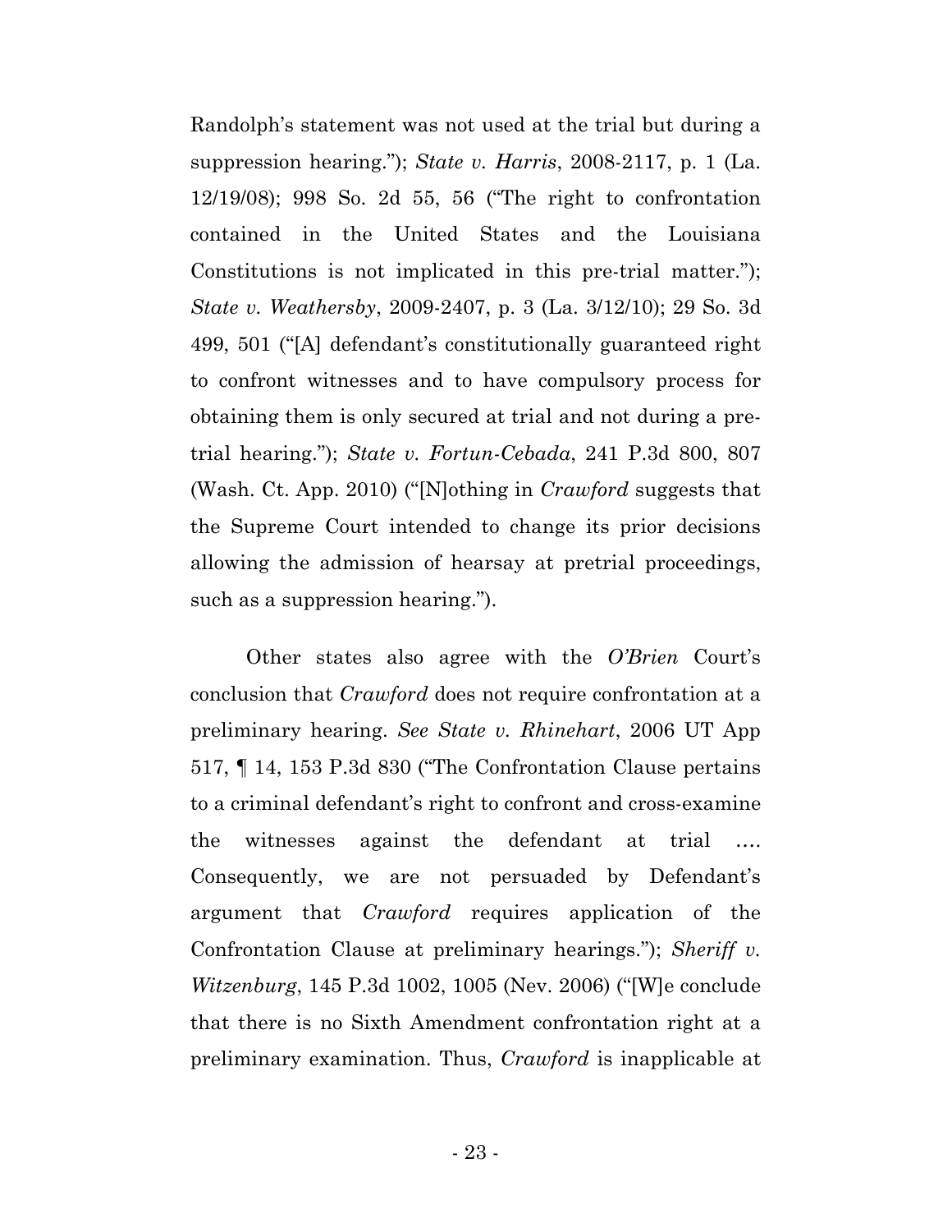Randolph's statement was not used at the trial but during a suppression hearing."); *State v. Harris*, 2008-2117, p. 1 (La. 12/19/08); 998 So. 2d 55, 56 ("The right to confrontation contained in the United States and the Louisiana Constitutions is not implicated in this pre-trial matter."); *State v. Weathersby*, 2009-2407, p. 3 (La. 3/12/10); 29 So. 3d 499, 501 ("[A] defendant's constitutionally guaranteed right to confront witnesses and to have compulsory process for obtaining them is only secured at trial and not during a pre-trial hearing."); *State v. Fortun-Cebada*, 241 P.3d 800, 807 (Wash. Ct. App. 2010) ("[N]othing in *Crawford* suggests that the Supreme Court intended to change its prior decisions allowing the admission of hearsay at pretrial proceedings, such as a suppression hearing.").

Other states also agree with the *O'Brien* Court's conclusion that *Crawford* does not require confrontation at a preliminary hearing. *See State v. Rhinehart*, 2006 UT App 517, ¶ 14, 153 P.3d 830 ("The Confrontation Clause pertains to a criminal defendant's right to confront and cross-examine the witnesses against the defendant at trial …. Consequently, we are not persuaded by Defendant's argument that *Crawford* requires application of the Confrontation Clause at preliminary hearings."); *Sheriff v. Witzenburg*, 145 P.3d 1002, 1005 (Nev. 2006) ("[W]e conclude that there is no Sixth Amendment confrontation right at a preliminary examination. Thus, *Crawford* is inapplicable at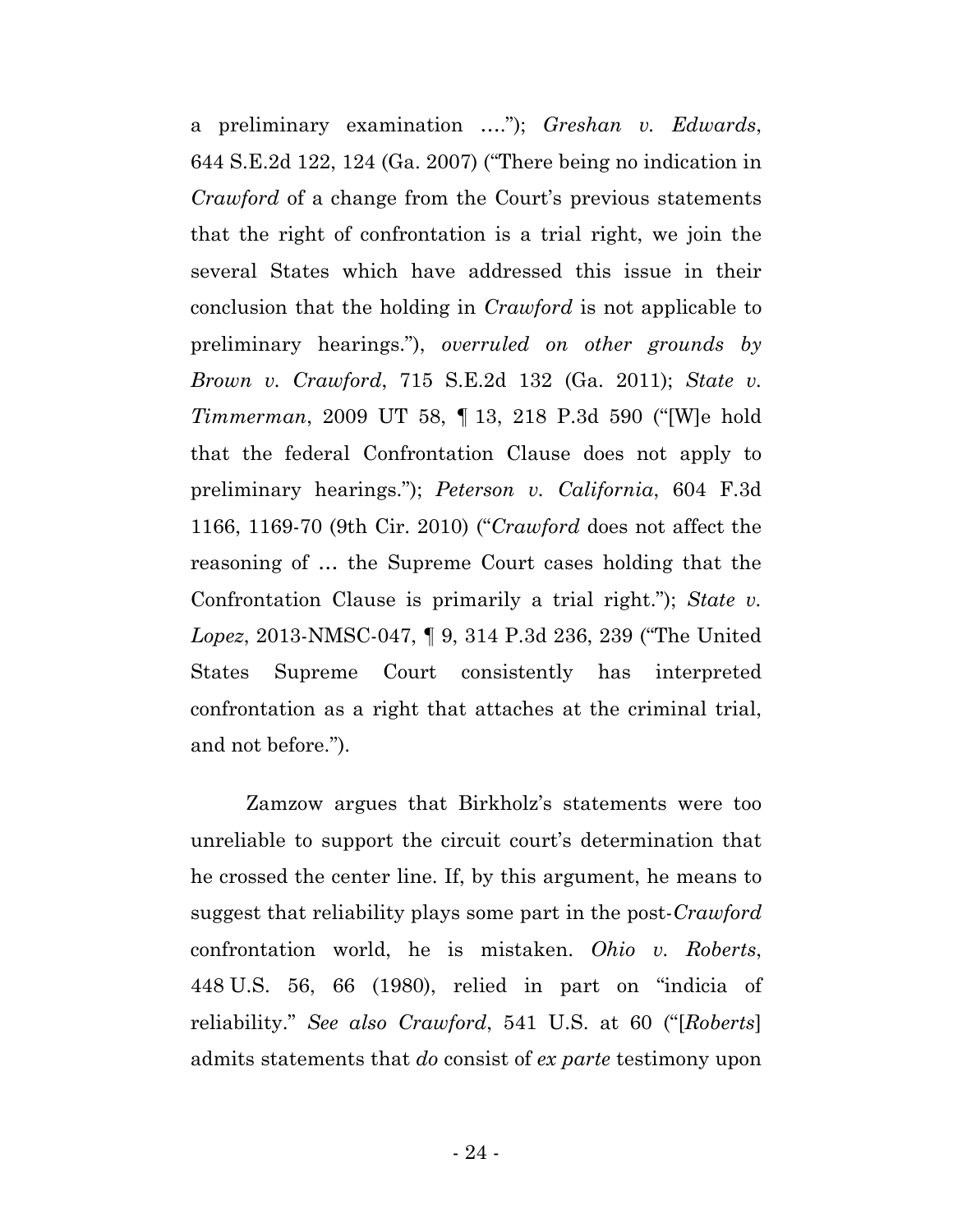a preliminary examination ...."); *Greshan v. Edwards*, 644 S.E.2d 122, 124 (Ga. 2007) ("There being no indication in *Crawford* of a change from the Court's previous statements that the right of confrontation is a trial right, we join the several States which have addressed this issue in their conclusion that the holding in *Crawford* is not applicable to preliminary hearings."), *overruled on other grounds by Brown v. Crawford*, 715 S.E.2d 132 (Ga. 2011); *State v. Timmerman*, 2009 UT 58, ¶ 13, 218 P.3d 590 ("[W]e hold that the federal Confrontation Clause does not apply to preliminary hearings."); *Peterson v. California*, 604 F.3d 1166, 1169-70 (9th Cir. 2010) ("*Crawford* does not affect the reasoning of ... the Supreme Court cases holding that the Confrontation Clause is primarily a trial right."); *State v. Lopez*, 2013-NMSC-047, ¶ 9, 314 P.3d 236, 239 ("The United States Supreme Court consistently has interpreted confrontation as a right that attaches at the criminal trial, and not before.").

Zamzow argues that Birkholz's statements were too unreliable to support the circuit court's determination that he crossed the center line. If, by this argument, he means to suggest that reliability plays some part in the post-*Crawford* confrontation world, he is mistaken. *Ohio v. Roberts*, 448 U.S. 56, 66 (1980), relied in part on "indicia of reliability." *See also Crawford*, 541 U.S. at 60 ("[*Roberts*] admits statements that *do* consist of *ex parte* testimony upon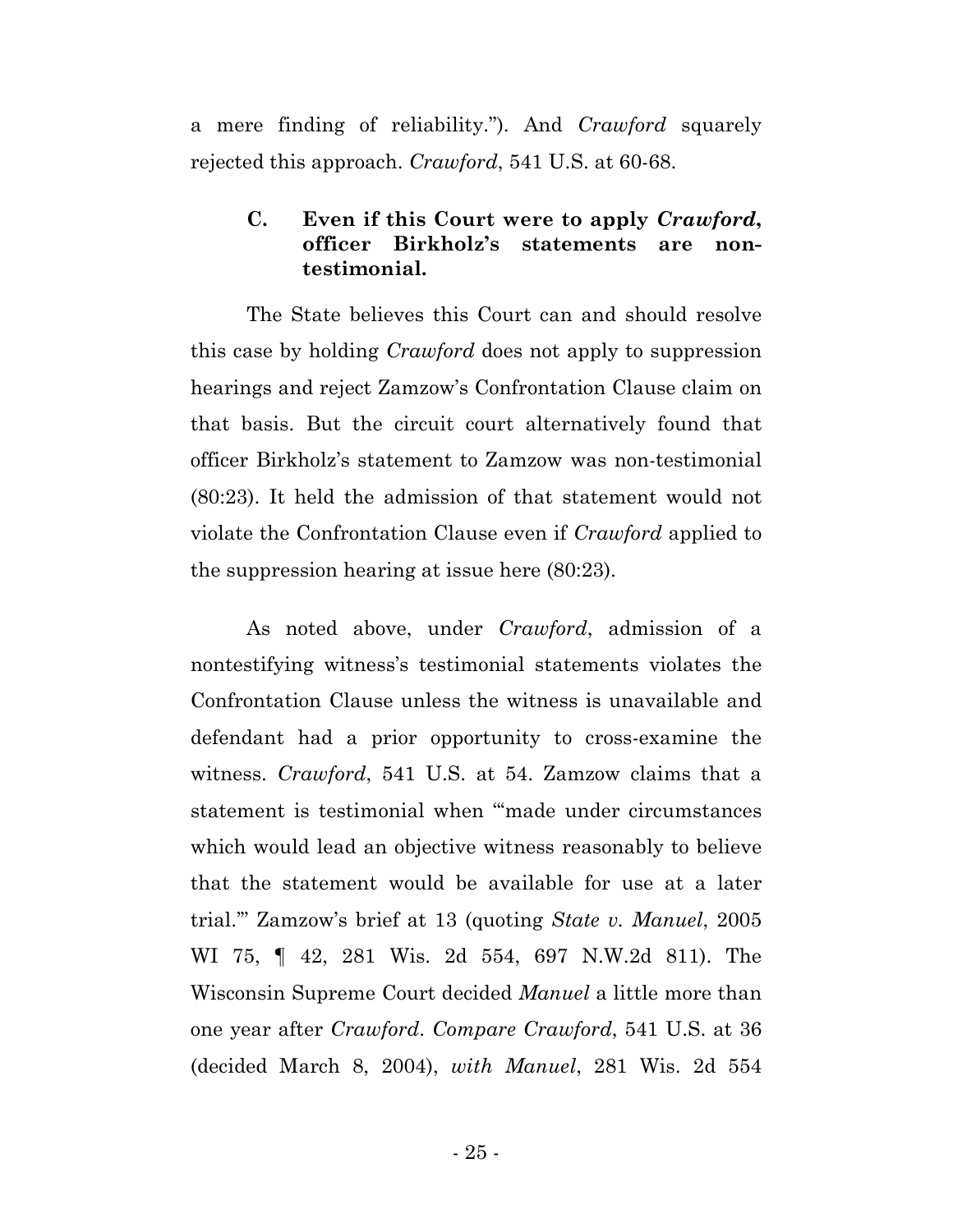a mere finding of reliability."). And *Crawford* squarely rejected this approach. *Crawford*, 541 U.S. at 60-68.

### C. Even if this Court were to apply *Crawford*, officer Birkholz's statements are non-testimonial.

The State believes this Court can and should resolve this case by holding *Crawford* does not apply to suppression hearings and reject Zamzow's Confrontation Clause claim on that basis. But the circuit court alternatively found that officer Birkholz's statement to Zamzow was non-testimonial (80:23). It held the admission of that statement would not violate the Confrontation Clause even if *Crawford* applied to the suppression hearing at issue here (80:23).

As noted above, under *Crawford*, admission of a nontestifying witness's testimonial statements violates the Confrontation Clause unless the witness is unavailable and defendant had a prior opportunity to cross-examine the witness. *Crawford*, 541 U.S. at 54. Zamzow claims that a statement is testimonial when "'made under circumstances which would lead an objective witness reasonably to believe that the statement would be available for use at a later trial.'" Zamzow's brief at 13 (quoting *State v. Manuel*, 2005 WI 75, ¶ 42, 281 Wis. 2d 554, 697 N.W.2d 811). The Wisconsin Supreme Court decided *Manuel* a little more than one year after *Crawford*. *Compare Crawford*, 541 U.S. at 36 (decided March 8, 2004), *with Manuel*, 281 Wis. 2d 554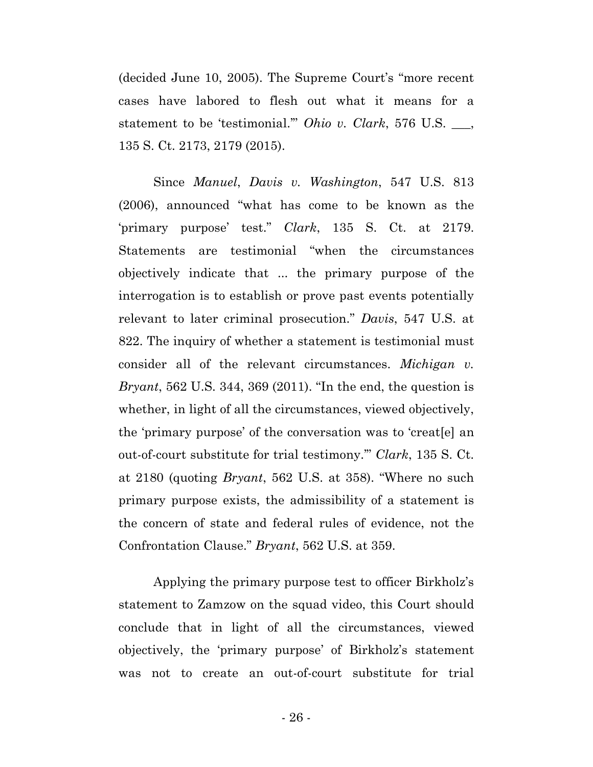(decided June 10, 2005). The Supreme Court's "more recent cases have labored to flesh out what it means for a statement to be 'testimonial.'" *Ohio v. Clark*, 576 U.S. ___, 135 S. Ct. 2173, 2179 (2015).

Since *Manuel*, *Davis v. Washington*, 547 U.S. 813 (2006), announced "what has come to be known as the 'primary purpose' test." *Clark*, 135 S. Ct. at 2179. Statements are testimonial "when the circumstances objectively indicate that ... the primary purpose of the interrogation is to establish or prove past events potentially relevant to later criminal prosecution." *Davis*, 547 U.S. at 822. The inquiry of whether a statement is testimonial must consider all of the relevant circumstances. *Michigan v. Bryant*, 562 U.S. 344, 369 (2011). "In the end, the question is whether, in light of all the circumstances, viewed objectively, the 'primary purpose' of the conversation was to 'creat[e] an out-of-court substitute for trial testimony.'" *Clark*, 135 S. Ct. at 2180 (quoting *Bryant*, 562 U.S. at 358). "Where no such primary purpose exists, the admissibility of a statement is the concern of state and federal rules of evidence, not the Confrontation Clause." *Bryant*, 562 U.S. at 359.

Applying the primary purpose test to officer Birkholz's statement to Zamzow on the squad video, this Court should conclude that in light of all the circumstances, viewed objectively, the 'primary purpose' of Birkholz's statement was not to create an out-of-court substitute for trial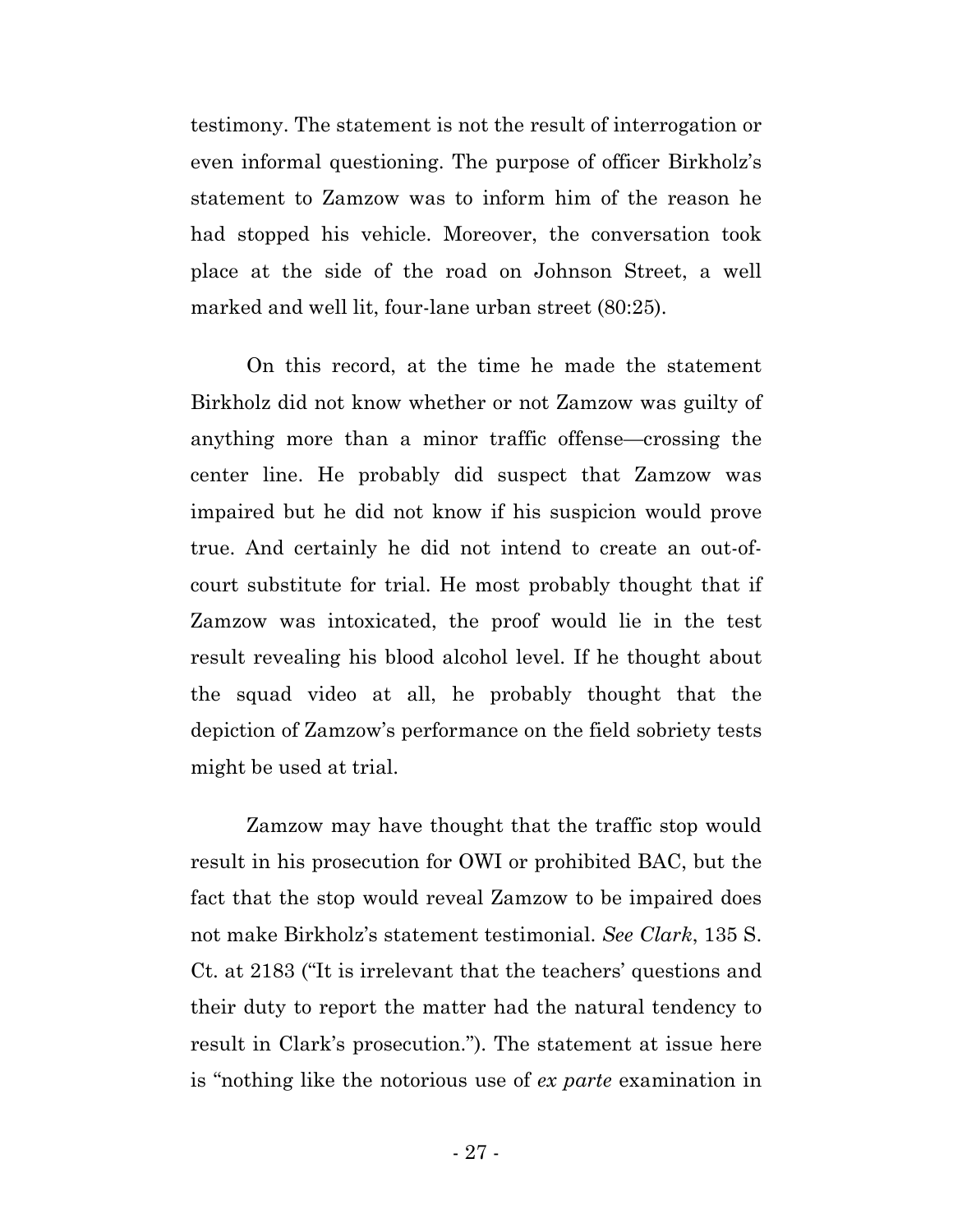testimony. The statement is not the result of interrogation or even informal questioning. The purpose of officer Birkholz's statement to Zamzow was to inform him of the reason he had stopped his vehicle. Moreover, the conversation took place at the side of the road on Johnson Street, a well marked and well lit, four-lane urban street (80:25).

On this record, at the time he made the statement Birkholz did not know whether or not Zamzow was guilty of anything more than a minor traffic offense—crossing the center line. He probably did suspect that Zamzow was impaired but he did not know if his suspicion would prove true. And certainly he did not intend to create an out-of-court substitute for trial. He most probably thought that if Zamzow was intoxicated, the proof would lie in the test result revealing his blood alcohol level. If he thought about the squad video at all, he probably thought that the depiction of Zamzow's performance on the field sobriety tests might be used at trial.

Zamzow may have thought that the traffic stop would result in his prosecution for OWI or prohibited BAC, but the fact that the stop would reveal Zamzow to be impaired does not make Birkholz's statement testimonial. *See Clark*, 135 S. Ct. at 2183 ("It is irrelevant that the teachers' questions and their duty to report the matter had the natural tendency to result in Clark's prosecution."). The statement at issue here is "nothing like the notorious use of *ex parte* examination in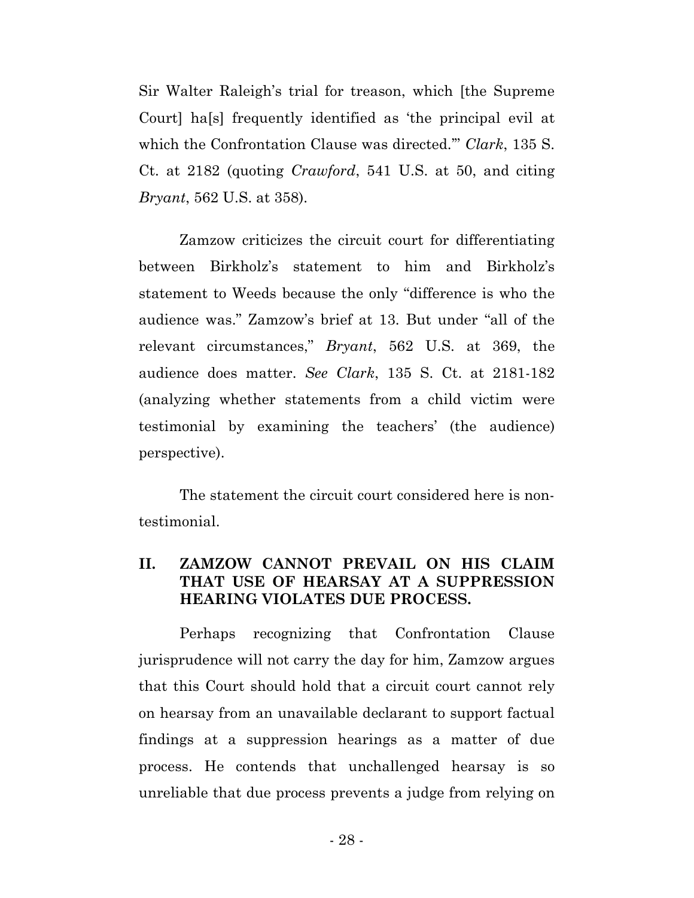Sir Walter Raleigh's trial for treason, which [the Supreme Court] ha[s] frequently identified as 'the principal evil at which the Confrontation Clause was directed.'" *Clark*, 135 S. Ct. at 2182 (quoting *Crawford*, 541 U.S. at 50, and citing *Bryant*, 562 U.S. at 358).

Zamzow criticizes the circuit court for differentiating between Birkholz's statement to him and Birkholz's statement to Weeds because the only "difference is who the audience was." Zamzow's brief at 13. But under "all of the relevant circumstances," *Bryant*, 562 U.S. at 369, the audience does matter. *See Clark*, 135 S. Ct. at 2181-182 (analyzing whether statements from a child victim were testimonial by examining the teachers' (the audience) perspective).

The statement the circuit court considered here is non-testimonial.

## II. ZAMZOW CANNOT PREVAIL ON HIS CLAIM THAT USE OF HEARSAY AT A SUPPRESSION HEARING VIOLATES DUE PROCESS.

Perhaps recognizing that Confrontation Clause jurisprudence will not carry the day for him, Zamzow argues that this Court should hold that a circuit court cannot rely on hearsay from an unavailable declarant to support factual findings at a suppression hearings as a matter of due process. He contends that unchallenged hearsay is so unreliable that due process prevents a judge from relying on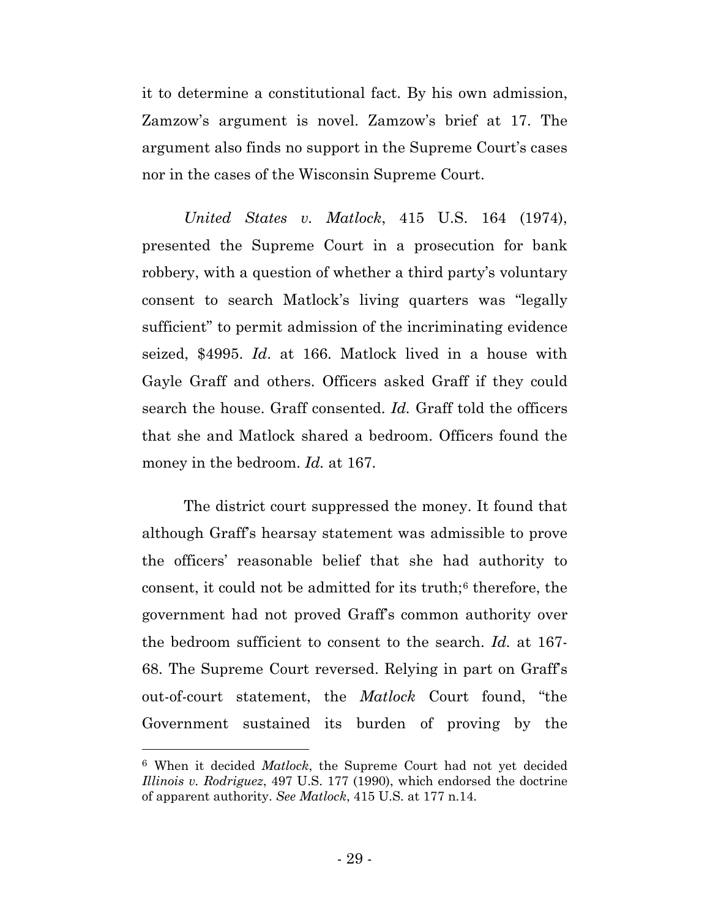it to determine a constitutional fact. By his own admission, Zamzow's argument is novel. Zamzow's brief at 17. The argument also finds no support in the Supreme Court's cases nor in the cases of the Wisconsin Supreme Court.

*United States v. Matlock*, 415 U.S. 164 (1974), presented the Supreme Court in a prosecution for bank robbery, with a question of whether a third party's voluntary consent to search Matlock's living quarters was "legally sufficient" to permit admission of the incriminating evidence seized, $4995. *Id*. at 166. Matlock lived in a house with Gayle Graff and others. Officers asked Graff if they could search the house. Graff consented. *Id.* Graff told the officers that she and Matlock shared a bedroom. Officers found the money in the bedroom. *Id.* at 167.

The district court suppressed the money. It found that although Graff's hearsay statement was admissible to prove the officers' reasonable belief that she had authority to consent, it could not be admitted for its truth;[6] therefore, the government had not proved Graff's common authority over the bedroom sufficient to consent to the search. *Id.* at 167-68. The Supreme Court reversed. Relying in part on Graff's out-of-court statement, the *Matlock* Court found, "the Government sustained its burden of proving by the

[6] When it decided *Matlock*, the Supreme Court had not yet decided *Illinois v. Rodriguez*, 497 U.S. 177 (1990), which endorsed the doctrine of apparent authority. *See Matlock*, 415 U.S. at 177 n.14.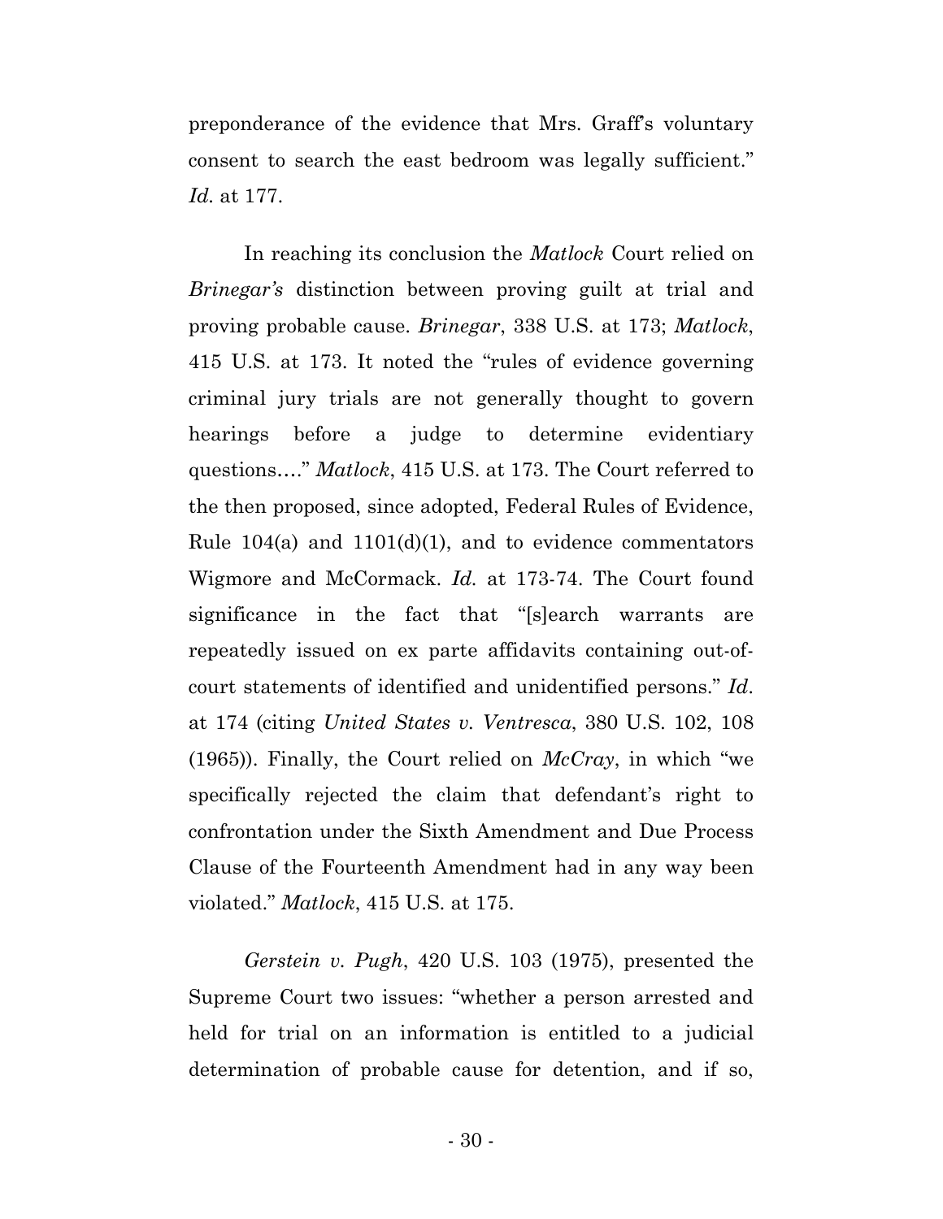preponderance of the evidence that Mrs. Graff's voluntary consent to search the east bedroom was legally sufficient." *Id.* at 177.

In reaching its conclusion the *Matlock* Court relied on *Brinegar's* distinction between proving guilt at trial and proving probable cause. *Brinegar*, 338 U.S. at 173; *Matlock*, 415 U.S. at 173. It noted the "rules of evidence governing criminal jury trials are not generally thought to govern hearings before a judge to determine evidentiary questions…." *Matlock*, 415 U.S. at 173. The Court referred to the then proposed, since adopted, Federal Rules of Evidence, Rule 104(a) and 1101(d)(1), and to evidence commentators Wigmore and McCormack. *Id.* at 173-74. The Court found significance in the fact that "[s]earch warrants are repeatedly issued on ex parte affidavits containing out-of-court statements of identified and unidentified persons." *Id*. at 174 (citing *United States v. Ventresca*, 380 U.S. 102, 108 (1965)). Finally, the Court relied on *McCray*, in which "we specifically rejected the claim that defendant's right to confrontation under the Sixth Amendment and Due Process Clause of the Fourteenth Amendment had in any way been violated." *Matlock*, 415 U.S. at 175.

*Gerstein v. Pugh*, 420 U.S. 103 (1975), presented the Supreme Court two issues: "whether a person arrested and held for trial on an information is entitled to a judicial determination of probable cause for detention, and if so,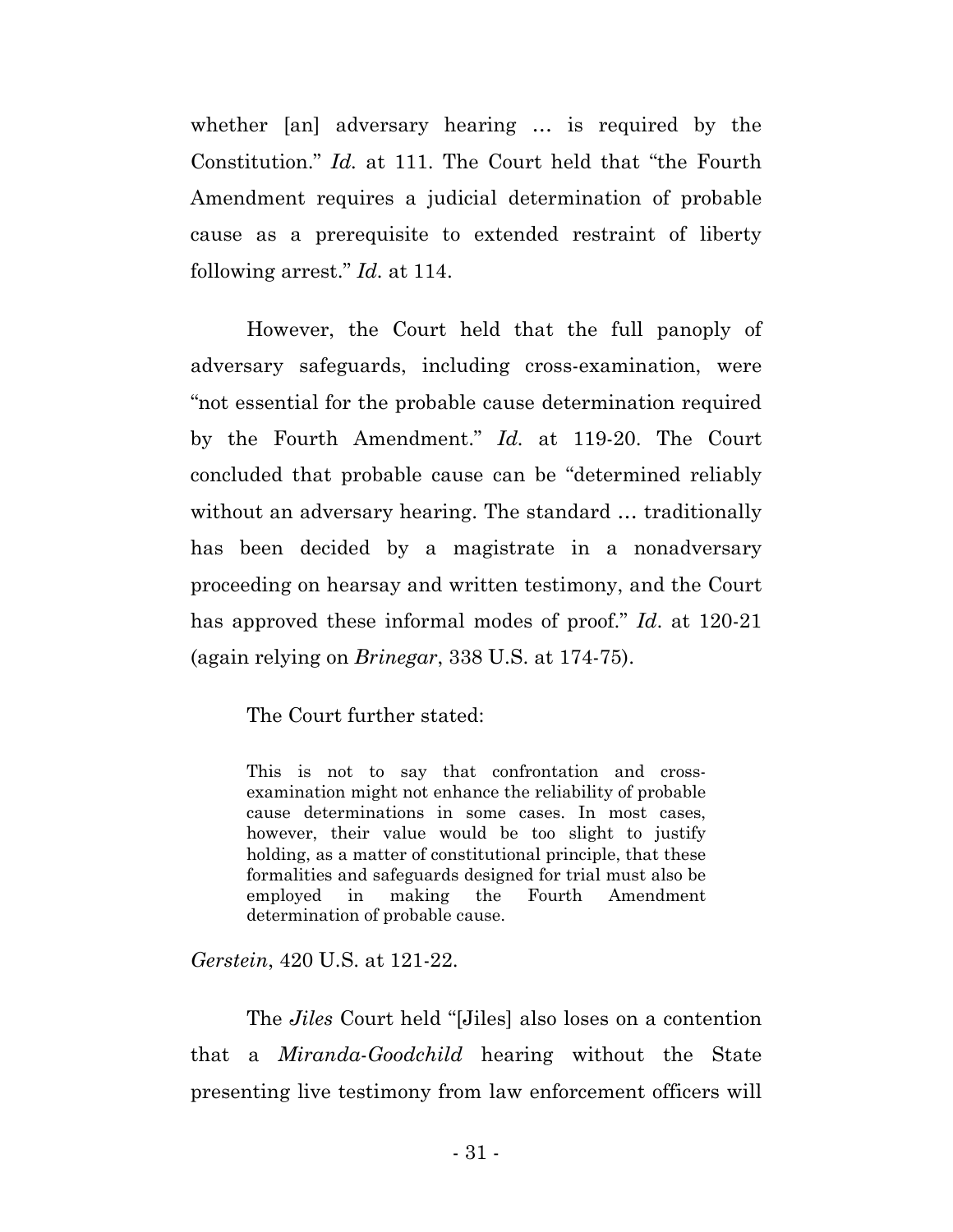whether [an] adversary hearing … is required by the Constitution." *Id.* at 111. The Court held that "the Fourth Amendment requires a judicial determination of probable cause as a prerequisite to extended restraint of liberty following arrest." *Id.* at 114.

However, the Court held that the full panoply of adversary safeguards, including cross-examination, were "not essential for the probable cause determination required by the Fourth Amendment." *Id.* at 119-20. The Court concluded that probable cause can be "determined reliably without an adversary hearing. The standard … traditionally has been decided by a magistrate in a nonadversary proceeding on hearsay and written testimony, and the Court has approved these informal modes of proof." *Id*. at 120-21 (again relying on *Brinegar*, 338 U.S. at 174-75).

The Court further stated:

> This is not to say that confrontation and cross-examination might not enhance the reliability of probable cause determinations in some cases. In most cases, however, their value would be too slight to justify holding, as a matter of constitutional principle, that these formalities and safeguards designed for trial must also be employed in making the Fourth Amendment determination of probable cause.

*Gerstein*, 420 U.S. at 121-22.

The *Jiles* Court held "[Jiles] also loses on a contention that a *Miranda-Goodchild* hearing without the State presenting live testimony from law enforcement officers will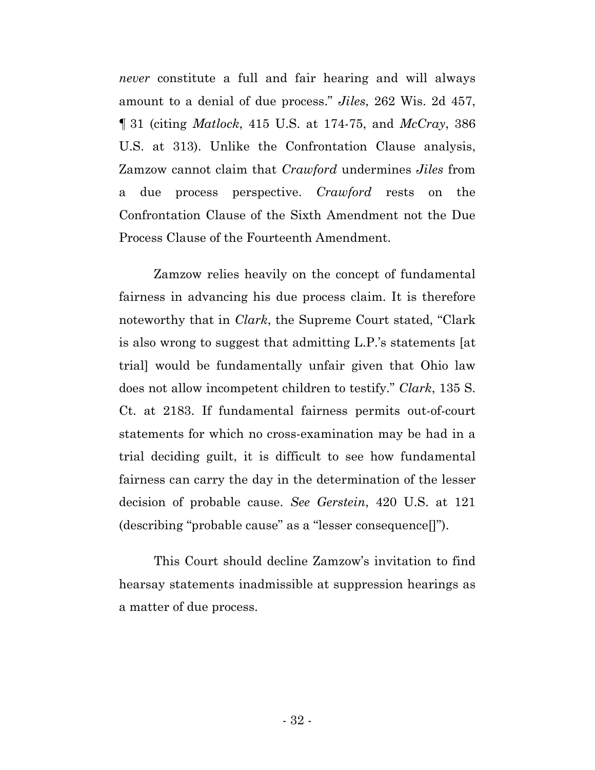*never* constitute a full and fair hearing and will always amount to a denial of due process." *Jiles*, 262 Wis. 2d 457, ¶ 31 (citing *Matlock*, 415 U.S. at 174-75, and *McCray*, 386 U.S. at 313). Unlike the Confrontation Clause analysis, Zamzow cannot claim that *Crawford* undermines *Jiles* from a due process perspective. *Crawford* rests on the Confrontation Clause of the Sixth Amendment not the Due Process Clause of the Fourteenth Amendment.

Zamzow relies heavily on the concept of fundamental fairness in advancing his due process claim. It is therefore noteworthy that in *Clark*, the Supreme Court stated, "Clark is also wrong to suggest that admitting L.P.'s statements [at trial] would be fundamentally unfair given that Ohio law does not allow incompetent children to testify." *Clark*, 135 S. Ct. at 2183. If fundamental fairness permits out-of-court statements for which no cross-examination may be had in a trial deciding guilt, it is difficult to see how fundamental fairness can carry the day in the determination of the lesser decision of probable cause. *See Gerstein*, 420 U.S. at 121 (describing "probable cause" as a "lesser consequence[]").

This Court should decline Zamzow's invitation to find hearsay statements inadmissible at suppression hearings as a matter of due process.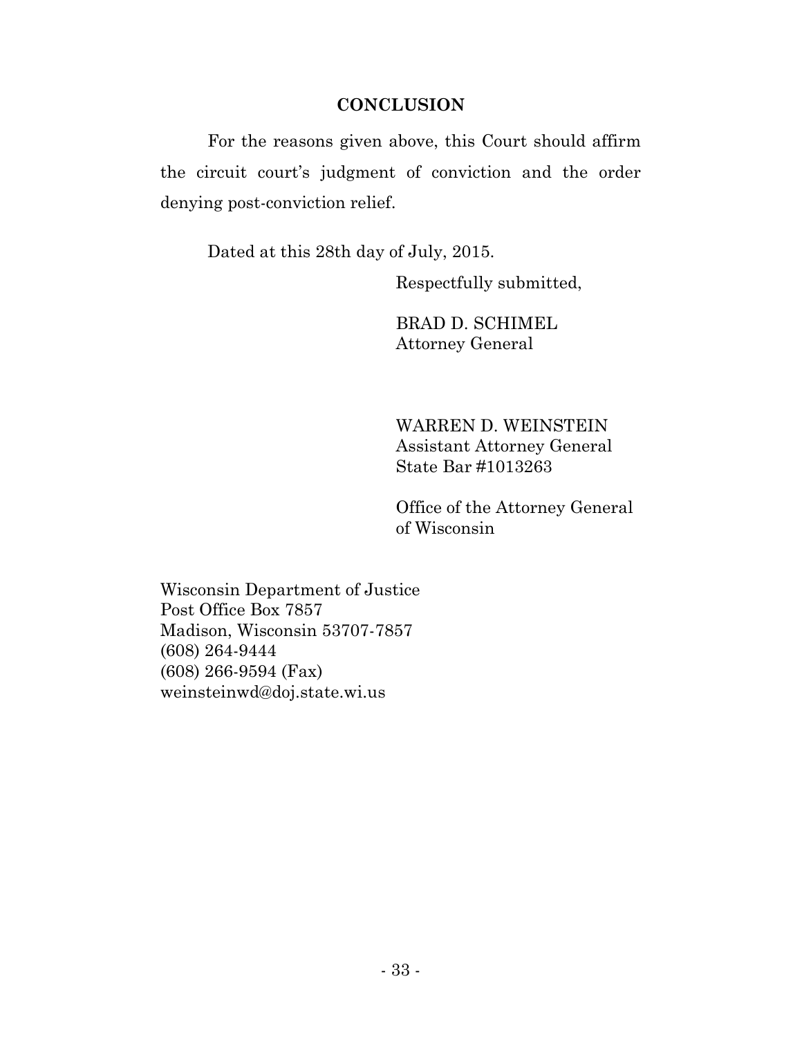## CONCLUSION

For the reasons given above, this Court should affirm the circuit court's judgment of conviction and the order denying post-conviction relief.

Dated at this 28th day of July, 2015.

Respectfully submitted,

BRAD D. SCHIMEL  
Attorney General

WARREN D. WEINSTEIN  
Assistant Attorney General  
State Bar #1013263

Office of the Attorney General  
of Wisconsin

Wisconsin Department of Justice  
Post Office Box 7857  
Madison, Wisconsin 53707-7857  
(608) 264-9444  
(608) 266-9594 (Fax)  
weinsteinwd@doj.state.wi.us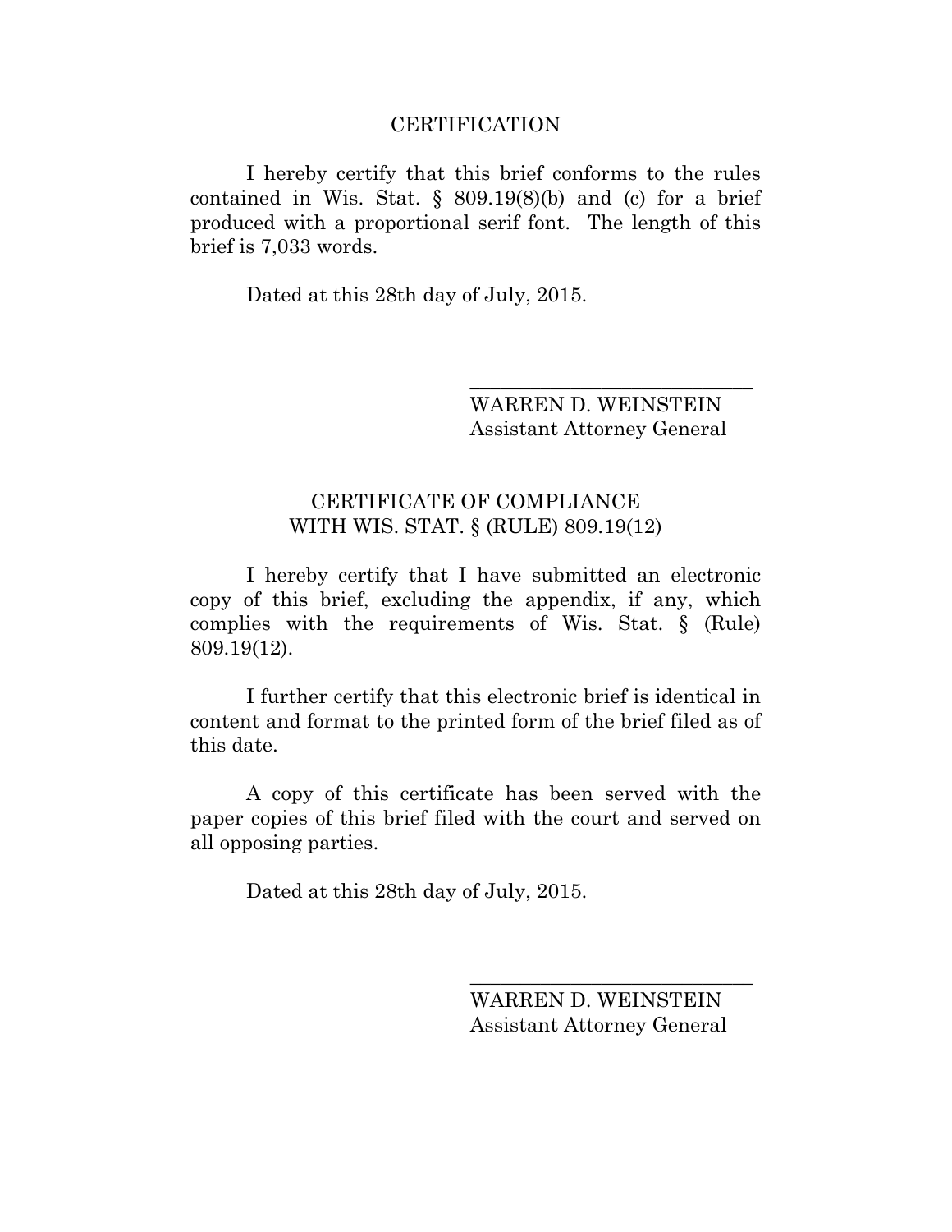## CERTIFICATION

I hereby certify that this brief conforms to the rules contained in Wis. Stat. § 809.19(8)(b) and (c) for a brief produced with a proportional serif font. The length of this brief is 7,033 words.

Dated at this 28th day of July, 2015.

\_\_\_\_\_\_\_\_\_\_\_\_\_\_\_\_\_\_\_\_\_\_\_\_\_\_\_\_
WARREN D. WEINSTEIN
Assistant Attorney General

## CERTIFICATE OF COMPLIANCE WITH WIS. STAT. § (RULE) 809.19(12)

I hereby certify that I have submitted an electronic copy of this brief, excluding the appendix, if any, which complies with the requirements of Wis. Stat. § (Rule) 809.19(12).

I further certify that this electronic brief is identical in content and format to the printed form of the brief filed as of this date.

A copy of this certificate has been served with the paper copies of this brief filed with the court and served on all opposing parties.

Dated at this 28th day of July, 2015.

\_\_\_\_\_\_\_\_\_\_\_\_\_\_\_\_\_\_\_\_\_\_\_\_\_\_\_\_
WARREN D. WEINSTEIN
Assistant Attorney General